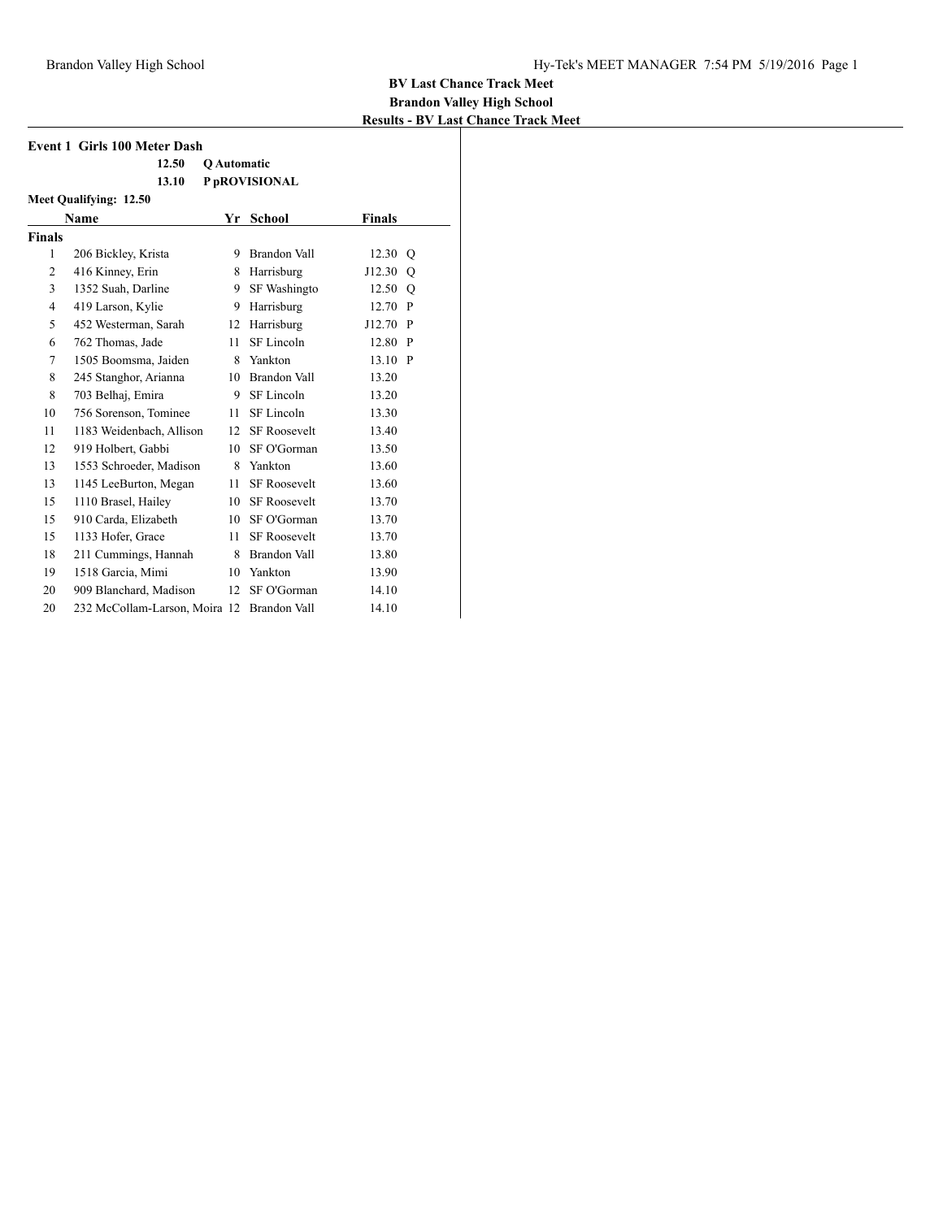**BV Last Chance Track Meet**
**Brandon Valley High School**
**Results - BV Last Chance Track Meet**

### Event 1 Girls 100 Meter Dash

| | |
|---|---|
| 12.50 | Q Automatic |
| 13.10 | P pROVISIONAL |

**Meet Qualifying: 12.50**

| | Name | Yr | School | Finals | |
|---|---|---|---|---|---|
| **Finals** | | | | | |
| 1 | 206 Bickley, Krista | 9 | Brandon Vall | 12.30 | Q |
| 2 | 416 Kinney, Erin | 8 | Harrisburg | J12.30 | Q |
| 3 | 1352 Suah, Darline | 9 | SF Washingto | 12.50 | Q |
| 4 | 419 Larson, Kylie | 9 | Harrisburg | 12.70 | P |
| 5 | 452 Westerman, Sarah | 12 | Harrisburg | J12.70 | P |
| 6 | 762 Thomas, Jade | 11 | SF Lincoln | 12.80 | P |
| 7 | 1505 Boomsma, Jaiden | 8 | Yankton | 13.10 | P |
| 8 | 245 Stanghor, Arianna | 10 | Brandon Vall | 13.20 | |
| 8 | 703 Belhaj, Emira | 9 | SF Lincoln | 13.20 | |
| 10 | 756 Sorenson, Tominee | 11 | SF Lincoln | 13.30 | |
| 11 | 1183 Weidenbach, Allison | 12 | SF Roosevelt | 13.40 | |
| 12 | 919 Holbert, Gabbi | 10 | SF O'Gorman | 13.50 | |
| 13 | 1553 Schroeder, Madison | 8 | Yankton | 13.60 | |
| 13 | 1145 LeeBurton, Megan | 11 | SF Roosevelt | 13.60 | |
| 15 | 1110 Brasel, Hailey | 10 | SF Roosevelt | 13.70 | |
| 15 | 910 Carda, Elizabeth | 10 | SF O'Gorman | 13.70 | |
| 15 | 1133 Hofer, Grace | 11 | SF Roosevelt | 13.70 | |
| 18 | 211 Cummings, Hannah | 8 | Brandon Vall | 13.80 | |
| 19 | 1518 Garcia, Mimi | 10 | Yankton | 13.90 | |
| 20 | 909 Blanchard, Madison | 12 | SF O'Gorman | 14.10 | |
| 20 | 232 McCollam-Larson, Moira | 12 | Brandon Vall | 14.10 | |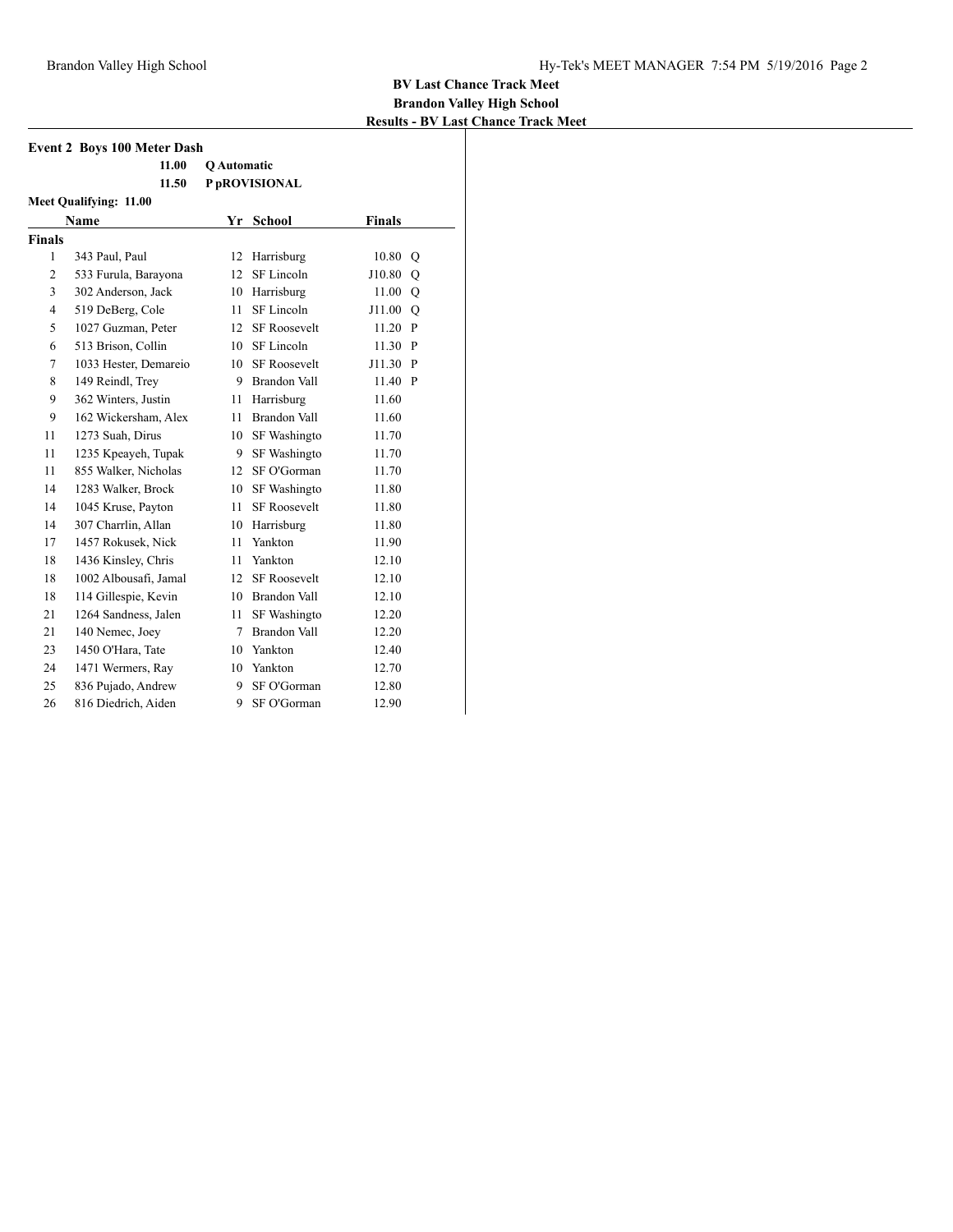**BV Last Chance Track Meet**
**Brandon Valley High School**
**Results - BV Last Chance Track Meet**

### Event 2 Boys 100 Meter Dash

| | |
|---|---|
| 11.00 | Q Automatic |
| 11.50 | P pROVISIONAL |

**Meet Qualifying: 11.00**

| | Name | Yr | School | Finals | |
|---|---|---|---|---|---|
| **Finals** | | | | | |
| 1 | 343 Paul, Paul | 12 | Harrisburg | 10.80 | Q |
| 2 | 533 Furula, Barayona | 12 | SF Lincoln | J10.80 | Q |
| 3 | 302 Anderson, Jack | 10 | Harrisburg | 11.00 | Q |
| 4 | 519 DeBerg, Cole | 11 | SF Lincoln | J11.00 | Q |
| 5 | 1027 Guzman, Peter | 12 | SF Roosevelt | 11.20 | P |
| 6 | 513 Brison, Collin | 10 | SF Lincoln | 11.30 | P |
| 7 | 1033 Hester, Demareio | 10 | SF Roosevelt | J11.30 | P |
| 8 | 149 Reindl, Trey | 9 | Brandon Vall | 11.40 | P |
| 9 | 362 Winters, Justin | 11 | Harrisburg | 11.60 | |
| 9 | 162 Wickersham, Alex | 11 | Brandon Vall | 11.60 | |
| 11 | 1273 Suah, Dirus | 10 | SF Washingto | 11.70 | |
| 11 | 1235 Kpeayeh, Tupak | 9 | SF Washingto | 11.70 | |
| 11 | 855 Walker, Nicholas | 12 | SF O'Gorman | 11.70 | |
| 14 | 1283 Walker, Brock | 10 | SF Washingto | 11.80 | |
| 14 | 1045 Kruse, Payton | 11 | SF Roosevelt | 11.80 | |
| 14 | 307 Charrlin, Allan | 10 | Harrisburg | 11.80 | |
| 17 | 1457 Rokusek, Nick | 11 | Yankton | 11.90 | |
| 18 | 1436 Kinsley, Chris | 11 | Yankton | 12.10 | |
| 18 | 1002 Albousafi, Jamal | 12 | SF Roosevelt | 12.10 | |
| 18 | 114 Gillespie, Kevin | 10 | Brandon Vall | 12.10 | |
| 21 | 1264 Sandness, Jalen | 11 | SF Washingto | 12.20 | |
| 21 | 140 Nemec, Joey | 7 | Brandon Vall | 12.20 | |
| 23 | 1450 O'Hara, Tate | 10 | Yankton | 12.40 | |
| 24 | 1471 Wermers, Ray | 10 | Yankton | 12.70 | |
| 25 | 836 Pujado, Andrew | 9 | SF O'Gorman | 12.80 | |
| 26 | 816 Diedrich, Aiden | 9 | SF O'Gorman | 12.90 | |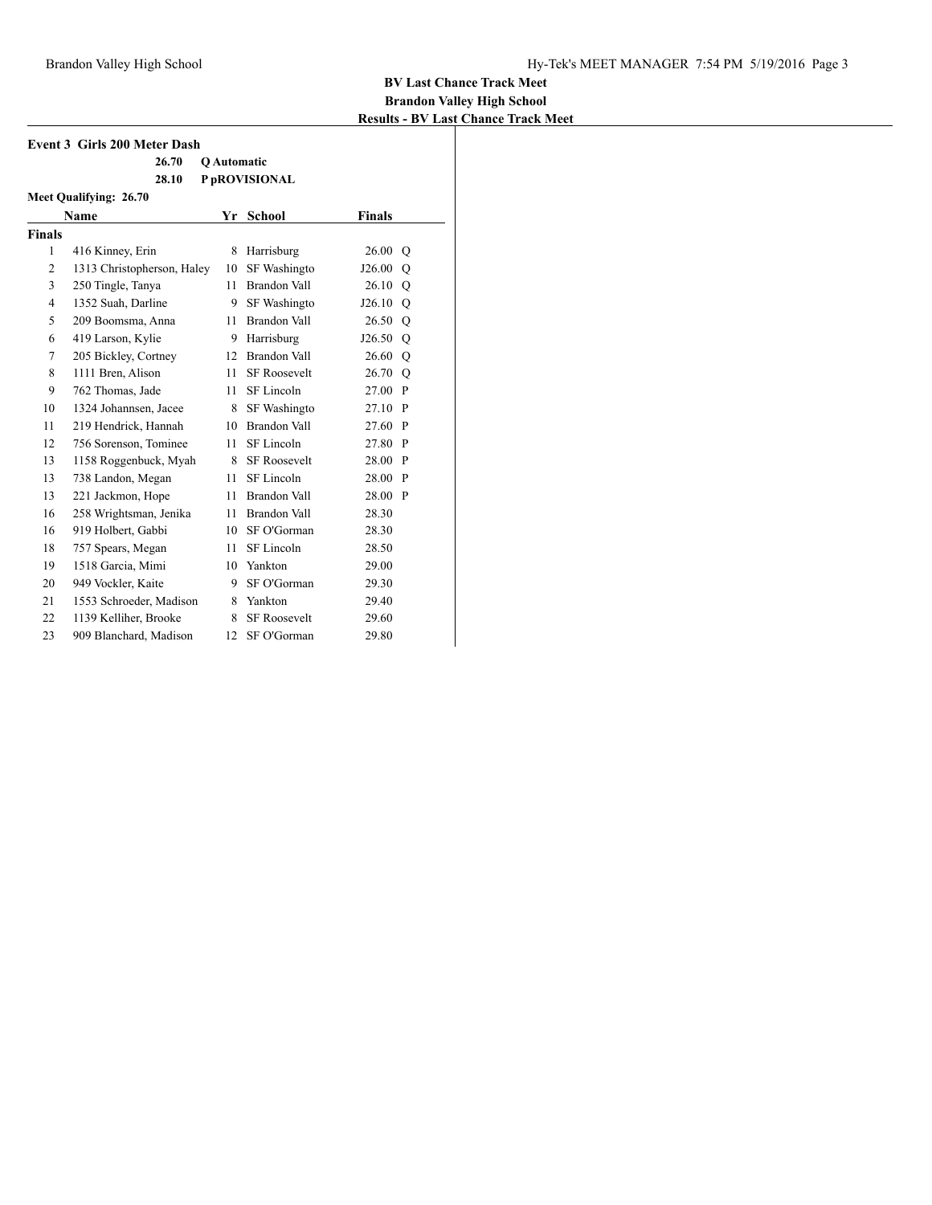**BV Last Chance Track Meet**
**Brandon Valley High School**
**Results - BV Last Chance Track Meet**

### Event 3 Girls 200 Meter Dash

**26.70** **Q Automatic**
**28.10** **P pROVISIONAL**

**Meet Qualifying: 26.70**

| | Name | Yr | School | Finals | |
|---|---|---|---|---|---|
| **Finals** | | | | | |
| 1 | 416 Kinney, Erin | 8 | Harrisburg | 26.00 | Q |
| 2 | 1313 Christopherson, Haley | 10 | SF Washingto | J26.00 | Q |
| 3 | 250 Tingle, Tanya | 11 | Brandon Vall | 26.10 | Q |
| 4 | 1352 Suah, Darline | 9 | SF Washingto | J26.10 | Q |
| 5 | 209 Boomsma, Anna | 11 | Brandon Vall | 26.50 | Q |
| 6 | 419 Larson, Kylie | 9 | Harrisburg | J26.50 | Q |
| 7 | 205 Bickley, Cortney | 12 | Brandon Vall | 26.60 | Q |
| 8 | 1111 Bren, Alison | 11 | SF Roosevelt | 26.70 | Q |
| 9 | 762 Thomas, Jade | 11 | SF Lincoln | 27.00 | P |
| 10 | 1324 Johannsen, Jacee | 8 | SF Washingto | 27.10 | P |
| 11 | 219 Hendrick, Hannah | 10 | Brandon Vall | 27.60 | P |
| 12 | 756 Sorenson, Tominee | 11 | SF Lincoln | 27.80 | P |
| 13 | 1158 Roggenbuck, Myah | 8 | SF Roosevelt | 28.00 | P |
| 13 | 738 Landon, Megan | 11 | SF Lincoln | 28.00 | P |
| 13 | 221 Jackmon, Hope | 11 | Brandon Vall | 28.00 | P |
| 16 | 258 Wrightsman, Jenika | 11 | Brandon Vall | 28.30 | |
| 16 | 919 Holbert, Gabbi | 10 | SF O'Gorman | 28.30 | |
| 18 | 757 Spears, Megan | 11 | SF Lincoln | 28.50 | |
| 19 | 1518 Garcia, Mimi | 10 | Yankton | 29.00 | |
| 20 | 949 Vockler, Kaite | 9 | SF O'Gorman | 29.30 | |
| 21 | 1553 Schroeder, Madison | 8 | Yankton | 29.40 | |
| 22 | 1139 Kelliher, Brooke | 8 | SF Roosevelt | 29.60 | |
| 23 | 909 Blanchard, Madison | 12 | SF O'Gorman | 29.80 | |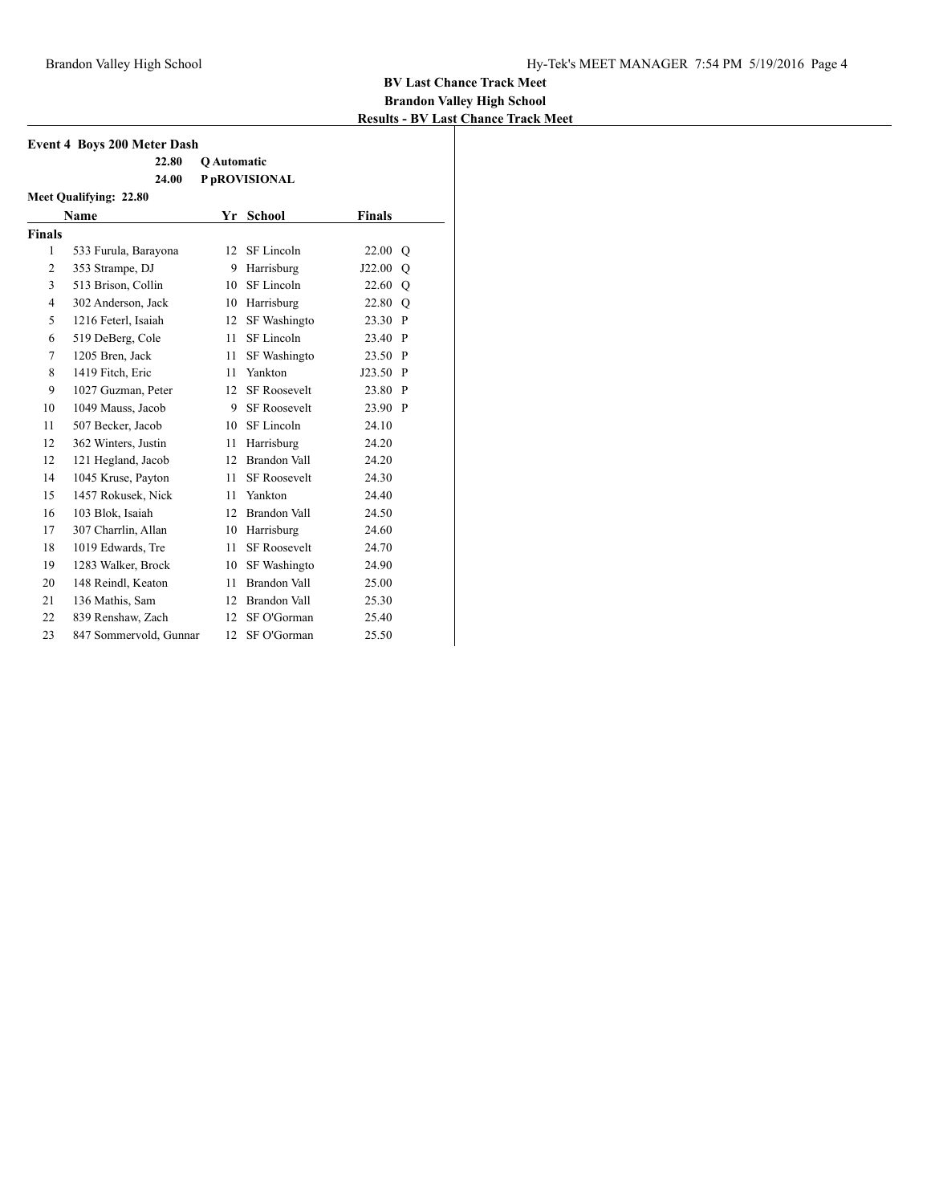**BV Last Chance Track Meet**
**Brandon Valley High School**
**Results - BV Last Chance Track Meet**

### Event 4 Boys 200 Meter Dash

**22.80** **Q Automatic**
**24.00** **P pROVISIONAL**

**Meet Qualifying: 22.80**

| | Name | Yr | School | Finals | |
|---|---|---|---|---|---|
| **Finals** | | | | | |
| 1 | 533 Furula, Barayona | 12 | SF Lincoln | 22.00 | Q |
| 2 | 353 Strampe, DJ | 9 | Harrisburg | J22.00 | Q |
| 3 | 513 Brison, Collin | 10 | SF Lincoln | 22.60 | Q |
| 4 | 302 Anderson, Jack | 10 | Harrisburg | 22.80 | Q |
| 5 | 1216 Feterl, Isaiah | 12 | SF Washingto | 23.30 | P |
| 6 | 519 DeBerg, Cole | 11 | SF Lincoln | 23.40 | P |
| 7 | 1205 Bren, Jack | 11 | SF Washingto | 23.50 | P |
| 8 | 1419 Fitch, Eric | 11 | Yankton | J23.50 | P |
| 9 | 1027 Guzman, Peter | 12 | SF Roosevelt | 23.80 | P |
| 10 | 1049 Mauss, Jacob | 9 | SF Roosevelt | 23.90 | P |
| 11 | 507 Becker, Jacob | 10 | SF Lincoln | 24.10 | |
| 12 | 362 Winters, Justin | 11 | Harrisburg | 24.20 | |
| 12 | 121 Hegland, Jacob | 12 | Brandon Vall | 24.20 | |
| 14 | 1045 Kruse, Payton | 11 | SF Roosevelt | 24.30 | |
| 15 | 1457 Rokusek, Nick | 11 | Yankton | 24.40 | |
| 16 | 103 Blok, Isaiah | 12 | Brandon Vall | 24.50 | |
| 17 | 307 Charrlin, Allan | 10 | Harrisburg | 24.60 | |
| 18 | 1019 Edwards, Tre | 11 | SF Roosevelt | 24.70 | |
| 19 | 1283 Walker, Brock | 10 | SF Washingto | 24.90 | |
| 20 | 148 Reindl, Keaton | 11 | Brandon Vall | 25.00 | |
| 21 | 136 Mathis, Sam | 12 | Brandon Vall | 25.30 | |
| 22 | 839 Renshaw, Zach | 12 | SF O'Gorman | 25.40 | |
| 23 | 847 Sommervold, Gunnar | 12 | SF O'Gorman | 25.50 | |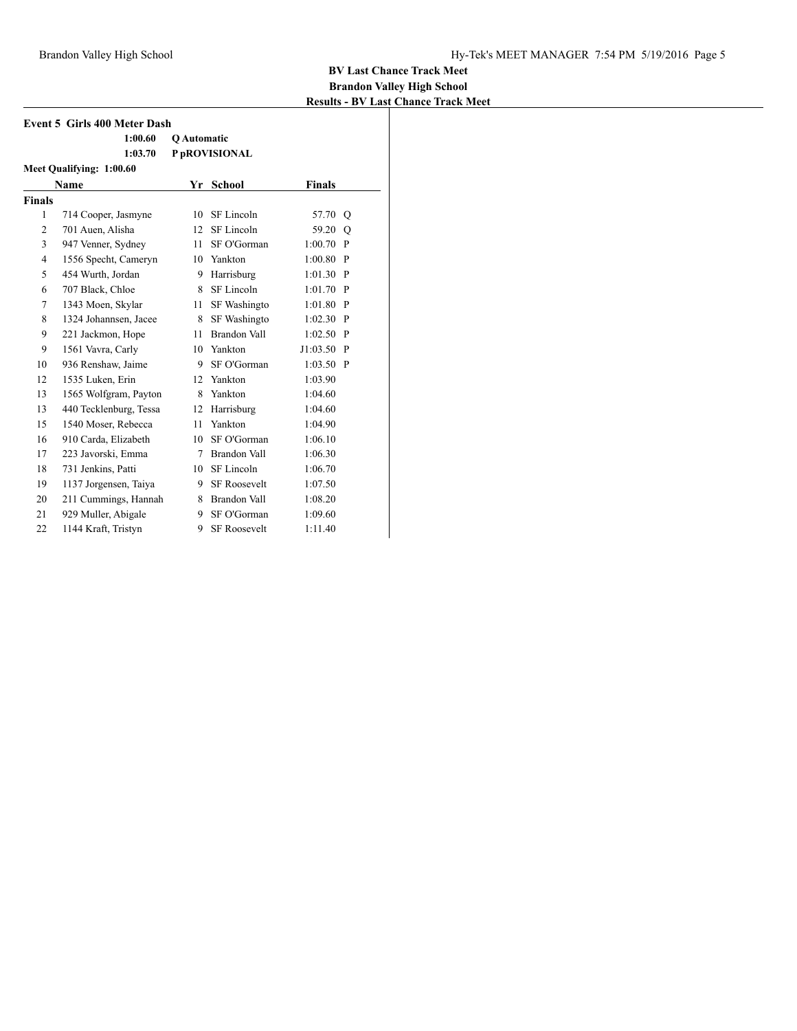**BV Last Chance Track Meet**
**Brandon Valley High School**
**Results - BV Last Chance Track Meet**

### Event 5 Girls 400 Meter Dash

| | |
|---|---|
| 1:00.60 | Q Automatic |
| 1:03.70 | P pROVISIONAL |

**Meet Qualifying: 1:00.60**

| | Name | Yr | School | Finals | |
|---|---|---|---|---|---|
| **Finals** | | | | | |
| 1 | 714 Cooper, Jasmyne | 10 | SF Lincoln | 57.70 | Q |
| 2 | 701 Auen, Alisha | 12 | SF Lincoln | 59.20 | Q |
| 3 | 947 Venner, Sydney | 11 | SF O'Gorman | 1:00.70 | P |
| 4 | 1556 Specht, Cameryn | 10 | Yankton | 1:00.80 | P |
| 5 | 454 Wurth, Jordan | 9 | Harrisburg | 1:01.30 | P |
| 6 | 707 Black, Chloe | 8 | SF Lincoln | 1:01.70 | P |
| 7 | 1343 Moen, Skylar | 11 | SF Washingto | 1:01.80 | P |
| 8 | 1324 Johannsen, Jacee | 8 | SF Washingto | 1:02.30 | P |
| 9 | 221 Jackmon, Hope | 11 | Brandon Vall | 1:02.50 | P |
| 9 | 1561 Vavra, Carly | 10 | Yankton | J1:03.50 | P |
| 10 | 936 Renshaw, Jaime | 9 | SF O'Gorman | 1:03.50 | P |
| 12 | 1535 Luken, Erin | 12 | Yankton | 1:03.90 | |
| 13 | 1565 Wolfgram, Payton | 8 | Yankton | 1:04.60 | |
| 13 | 440 Tecklenburg, Tessa | 12 | Harrisburg | 1:04.60 | |
| 15 | 1540 Moser, Rebecca | 11 | Yankton | 1:04.90 | |
| 16 | 910 Carda, Elizabeth | 10 | SF O'Gorman | 1:06.10 | |
| 17 | 223 Javorski, Emma | 7 | Brandon Vall | 1:06.30 | |
| 18 | 731 Jenkins, Patti | 10 | SF Lincoln | 1:06.70 | |
| 19 | 1137 Jorgensen, Taiya | 9 | SF Roosevelt | 1:07.50 | |
| 20 | 211 Cummings, Hannah | 8 | Brandon Vall | 1:08.20 | |
| 21 | 929 Muller, Abigale | 9 | SF O'Gorman | 1:09.60 | |
| 22 | 1144 Kraft, Tristyn | 9 | SF Roosevelt | 1:11.40 | |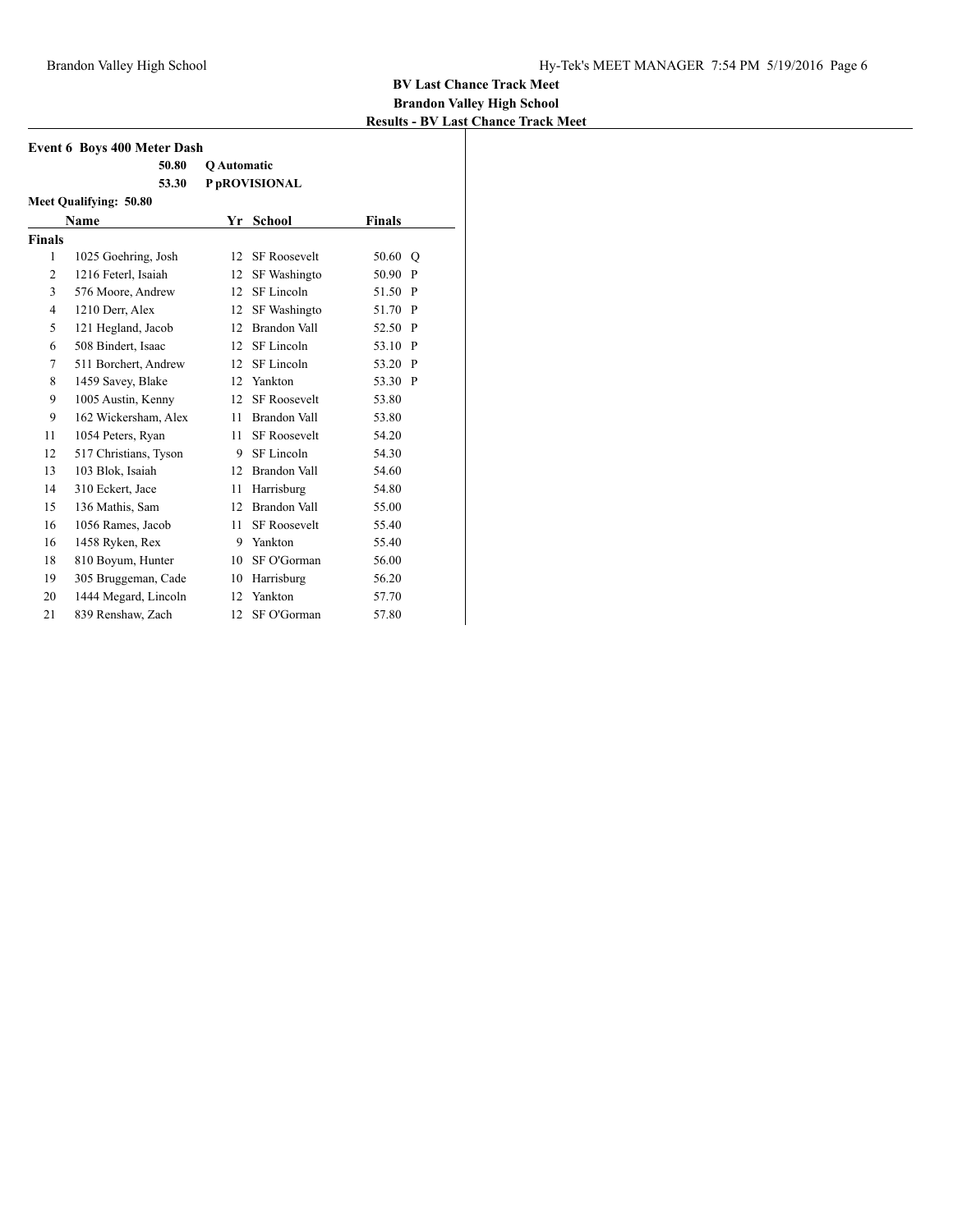**BV Last Chance Track Meet**
**Brandon Valley High School**
**Results - BV Last Chance Track Meet**

### Event 6 Boys 400 Meter Dash

| | |
|---|---|
| 50.80 | Q Automatic |
| 53.30 | P pROVISIONAL |

**Meet Qualifying: 50.80**

| | Name | Yr | School | Finals | |
|---|---|---|---|---|---|
| **Finals** | | | | | |
| 1 | 1025 Goehring, Josh | 12 | SF Roosevelt | 50.60 | Q |
| 2 | 1216 Feterl, Isaiah | 12 | SF Washingto | 50.90 | P |
| 3 | 576 Moore, Andrew | 12 | SF Lincoln | 51.50 | P |
| 4 | 1210 Derr, Alex | 12 | SF Washingto | 51.70 | P |
| 5 | 121 Hegland, Jacob | 12 | Brandon Vall | 52.50 | P |
| 6 | 508 Bindert, Isaac | 12 | SF Lincoln | 53.10 | P |
| 7 | 511 Borchert, Andrew | 12 | SF Lincoln | 53.20 | P |
| 8 | 1459 Savey, Blake | 12 | Yankton | 53.30 | P |
| 9 | 1005 Austin, Kenny | 12 | SF Roosevelt | 53.80 | |
| 9 | 162 Wickersham, Alex | 11 | Brandon Vall | 53.80 | |
| 11 | 1054 Peters, Ryan | 11 | SF Roosevelt | 54.20 | |
| 12 | 517 Christians, Tyson | 9 | SF Lincoln | 54.30 | |
| 13 | 103 Blok, Isaiah | 12 | Brandon Vall | 54.60 | |
| 14 | 310 Eckert, Jace | 11 | Harrisburg | 54.80 | |
| 15 | 136 Mathis, Sam | 12 | Brandon Vall | 55.00 | |
| 16 | 1056 Rames, Jacob | 11 | SF Roosevelt | 55.40 | |
| 16 | 1458 Ryken, Rex | 9 | Yankton | 55.40 | |
| 18 | 810 Boyum, Hunter | 10 | SF O'Gorman | 56.00 | |
| 19 | 305 Bruggeman, Cade | 10 | Harrisburg | 56.20 | |
| 20 | 1444 Megard, Lincoln | 12 | Yankton | 57.70 | |
| 21 | 839 Renshaw, Zach | 12 | SF O'Gorman | 57.80 | |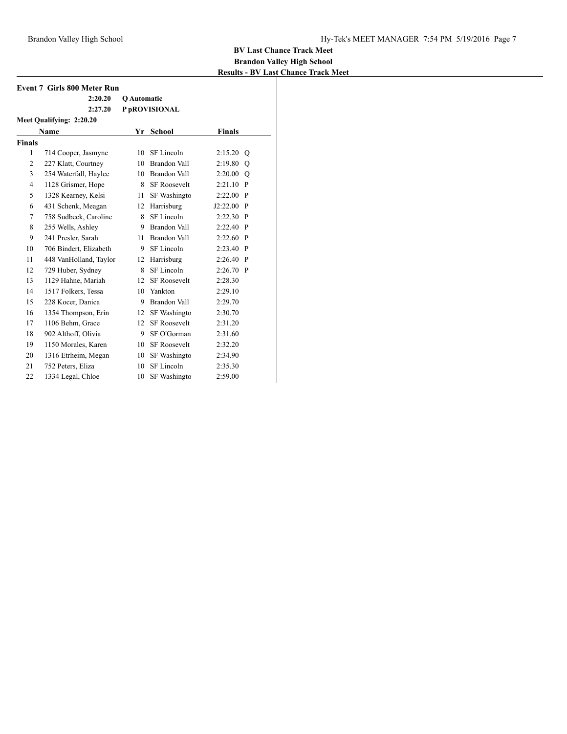**BV Last Chance Track Meet**
**Brandon Valley High School**
**Results - BV Last Chance Track Meet**

### Event 7 Girls 800 Meter Run

| | |
|---|---|
| 2:20.20 | Q Automatic |
| 2:27.20 | P pROVISIONAL |

**Meet Qualifying: 2:20.20**

| | Name | Yr | School | Finals | |
|---|---|---|---|---|---|
| **Finals** | | | | | |
| 1 | 714 Cooper, Jasmyne | 10 | SF Lincoln | 2:15.20 | Q |
| 2 | 227 Klatt, Courtney | 10 | Brandon Vall | 2:19.80 | Q |
| 3 | 254 Waterfall, Haylee | 10 | Brandon Vall | 2:20.00 | Q |
| 4 | 1128 Grismer, Hope | 8 | SF Roosevelt | 2:21.10 | P |
| 5 | 1328 Kearney, Kelsi | 11 | SF Washingto | 2:22.00 | P |
| 6 | 431 Schenk, Meagan | 12 | Harrisburg | J2:22.00 | P |
| 7 | 758 Sudbeck, Caroline | 8 | SF Lincoln | 2:22.30 | P |
| 8 | 255 Wells, Ashley | 9 | Brandon Vall | 2:22.40 | P |
| 9 | 241 Presler, Sarah | 11 | Brandon Vall | 2:22.60 | P |
| 10 | 706 Bindert, Elizabeth | 9 | SF Lincoln | 2:23.40 | P |
| 11 | 448 VanHolland, Taylor | 12 | Harrisburg | 2:26.40 | P |
| 12 | 729 Huber, Sydney | 8 | SF Lincoln | 2:26.70 | P |
| 13 | 1129 Hahne, Mariah | 12 | SF Roosevelt | 2:28.30 | |
| 14 | 1517 Folkers, Tessa | 10 | Yankton | 2:29.10 | |
| 15 | 228 Kocer, Danica | 9 | Brandon Vall | 2:29.70 | |
| 16 | 1354 Thompson, Erin | 12 | SF Washingto | 2:30.70 | |
| 17 | 1106 Behm, Grace | 12 | SF Roosevelt | 2:31.20 | |
| 18 | 902 Althoff, Olivia | 9 | SF O'Gorman | 2:31.60 | |
| 19 | 1150 Morales, Karen | 10 | SF Roosevelt | 2:32.20 | |
| 20 | 1316 Etrheim, Megan | 10 | SF Washingto | 2:34.90 | |
| 21 | 752 Peters, Eliza | 10 | SF Lincoln | 2:35.30 | |
| 22 | 1334 Legal, Chloe | 10 | SF Washingto | 2:59.00 | |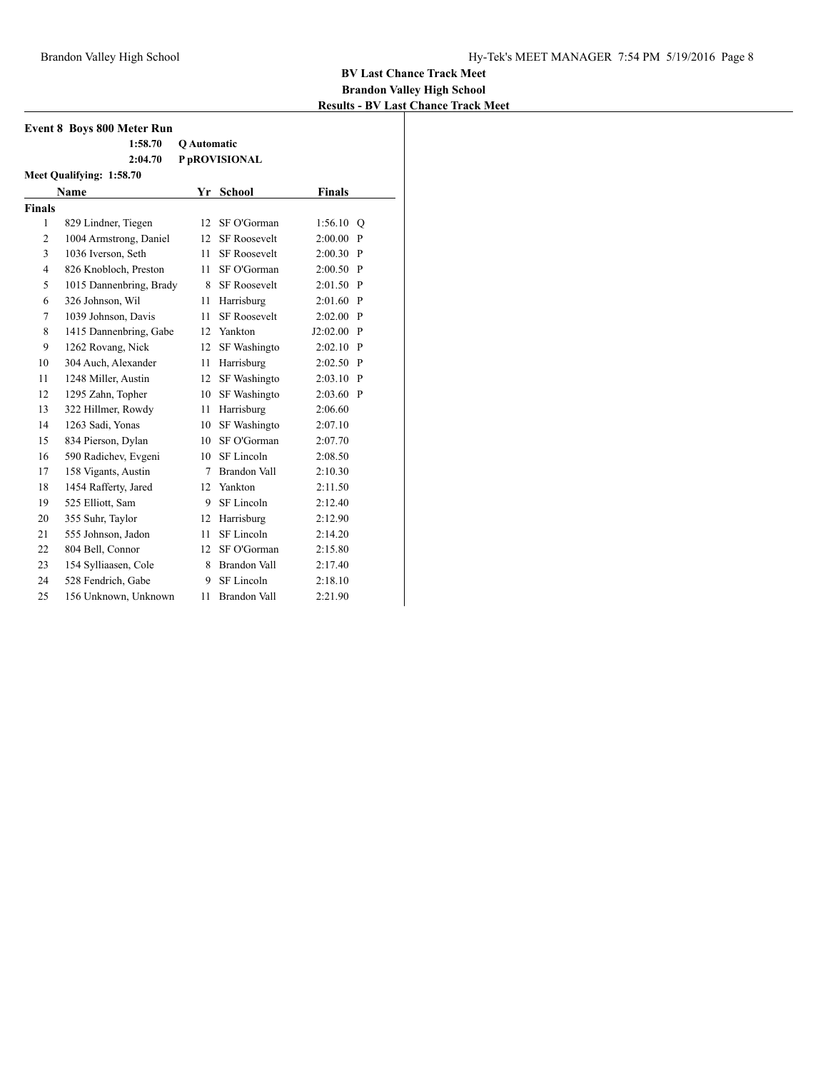**BV Last Chance Track Meet**
**Brandon Valley High School**
**Results - BV Last Chance Track Meet**

### Event 8 Boys 800 Meter Run

| | |
|---|---|
| 1:58.70 | Q Automatic |
| 2:04.70 | P pROVISIONAL |

**Meet Qualifying: 1:58.70**

| | Name | Yr | School | Finals | |
|---|---|---|---|---|---|
| **Finals** | | | | | |
| 1 | 829 Lindner, Tiegen | 12 | SF O'Gorman | 1:56.10 | Q |
| 2 | 1004 Armstrong, Daniel | 12 | SF Roosevelt | 2:00.00 | P |
| 3 | 1036 Iverson, Seth | 11 | SF Roosevelt | 2:00.30 | P |
| 4 | 826 Knobloch, Preston | 11 | SF O'Gorman | 2:00.50 | P |
| 5 | 1015 Dannenbring, Brady | 8 | SF Roosevelt | 2:01.50 | P |
| 6 | 326 Johnson, Wil | 11 | Harrisburg | 2:01.60 | P |
| 7 | 1039 Johnson, Davis | 11 | SF Roosevelt | 2:02.00 | P |
| 8 | 1415 Dannenbring, Gabe | 12 | Yankton | J2:02.00 | P |
| 9 | 1262 Rovang, Nick | 12 | SF Washingto | 2:02.10 | P |
| 10 | 304 Auch, Alexander | 11 | Harrisburg | 2:02.50 | P |
| 11 | 1248 Miller, Austin | 12 | SF Washingto | 2:03.10 | P |
| 12 | 1295 Zahn, Topher | 10 | SF Washingto | 2:03.60 | P |
| 13 | 322 Hillmer, Rowdy | 11 | Harrisburg | 2:06.60 | |
| 14 | 1263 Sadi, Yonas | 10 | SF Washingto | 2:07.10 | |
| 15 | 834 Pierson, Dylan | 10 | SF O'Gorman | 2:07.70 | |
| 16 | 590 Radichev, Evgeni | 10 | SF Lincoln | 2:08.50 | |
| 17 | 158 Vigants, Austin | 7 | Brandon Vall | 2:10.30 | |
| 18 | 1454 Rafferty, Jared | 12 | Yankton | 2:11.50 | |
| 19 | 525 Elliott, Sam | 9 | SF Lincoln | 2:12.40 | |
| 20 | 355 Suhr, Taylor | 12 | Harrisburg | 2:12.90 | |
| 21 | 555 Johnson, Jadon | 11 | SF Lincoln | 2:14.20 | |
| 22 | 804 Bell, Connor | 12 | SF O'Gorman | 2:15.80 | |
| 23 | 154 Sylliaasen, Cole | 8 | Brandon Vall | 2:17.40 | |
| 24 | 528 Fendrich, Gabe | 9 | SF Lincoln | 2:18.10 | |
| 25 | 156 Unknown, Unknown | 11 | Brandon Vall | 2:21.90 | |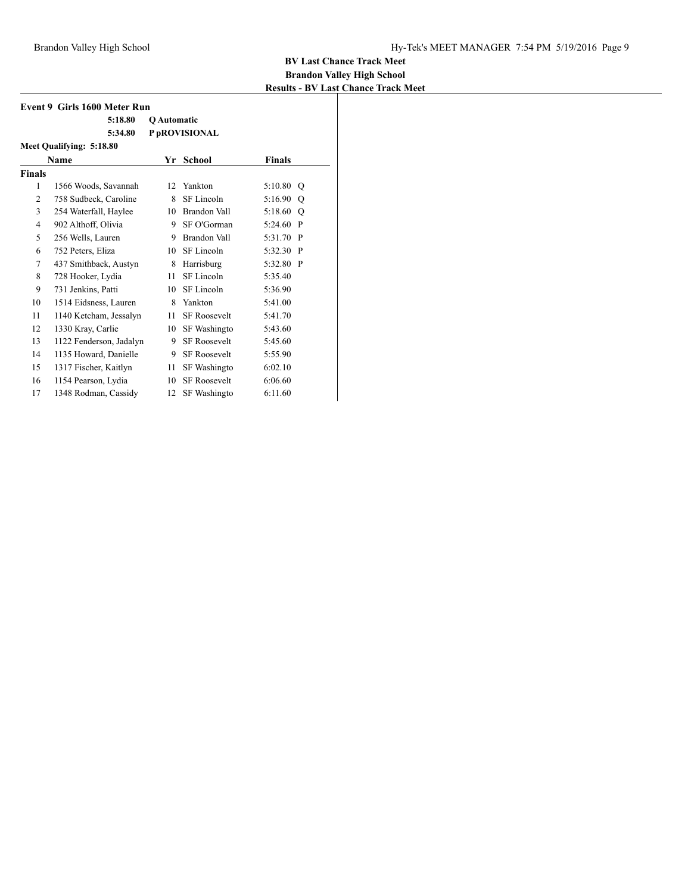**BV Last Chance Track Meet**
**Brandon Valley High School**
**Results - BV Last Chance Track Meet**

### Event 9 Girls 1600 Meter Run

| | |
|---|---|
| 5:18.80 | Q Automatic |
| 5:34.80 | P pROVISIONAL |

**Meet Qualifying: 5:18.80**

| | Name | Yr | School | Finals | |
|---|---|---|---|---|---|
| **Finals** | | | | | |
| 1 | 1566 Woods, Savannah | 12 | Yankton | 5:10.80 | Q |
| 2 | 758 Sudbeck, Caroline | 8 | SF Lincoln | 5:16.90 | Q |
| 3 | 254 Waterfall, Haylee | 10 | Brandon Vall | 5:18.60 | Q |
| 4 | 902 Althoff, Olivia | 9 | SF O'Gorman | 5:24.60 | P |
| 5 | 256 Wells, Lauren | 9 | Brandon Vall | 5:31.70 | P |
| 6 | 752 Peters, Eliza | 10 | SF Lincoln | 5:32.30 | P |
| 7 | 437 Smithback, Austyn | 8 | Harrisburg | 5:32.80 | P |
| 8 | 728 Hooker, Lydia | 11 | SF Lincoln | 5:35.40 | |
| 9 | 731 Jenkins, Patti | 10 | SF Lincoln | 5:36.90 | |
| 10 | 1514 Eidsness, Lauren | 8 | Yankton | 5:41.00 | |
| 11 | 1140 Ketcham, Jessalyn | 11 | SF Roosevelt | 5:41.70 | |
| 12 | 1330 Kray, Carlie | 10 | SF Washingto | 5:43.60 | |
| 13 | 1122 Fenderson, Jadalyn | 9 | SF Roosevelt | 5:45.60 | |
| 14 | 1135 Howard, Danielle | 9 | SF Roosevelt | 5:55.90 | |
| 15 | 1317 Fischer, Kaitlyn | 11 | SF Washingto | 6:02.10 | |
| 16 | 1154 Pearson, Lydia | 10 | SF Roosevelt | 6:06.60 | |
| 17 | 1348 Rodman, Cassidy | 12 | SF Washingto | 6:11.60 | |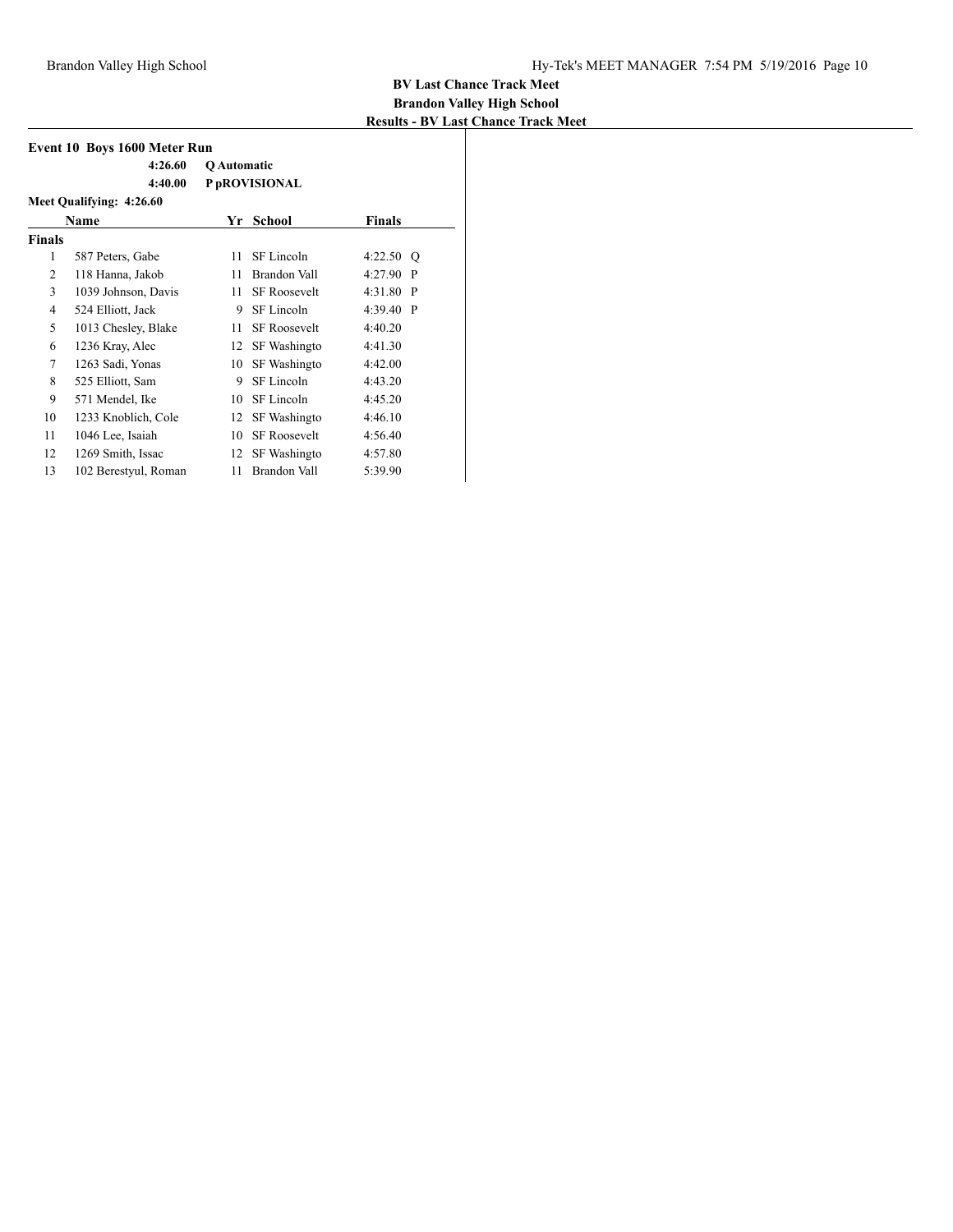**BV Last Chance Track Meet**
**Brandon Valley High School**
**Results - BV Last Chance Track Meet**

### Event 10 Boys 1600 Meter Run

| | |
|---|---|
| 4:26.60 | Q Automatic |
| 4:40.00 | P pROVISIONAL |

**Meet Qualifying: 4:26.60**

| | Name | Yr | School | Finals | |
|---|---|---|---|---|---|
| **Finals** | | | | | |
| 1 | 587 Peters, Gabe | 11 | SF Lincoln | 4:22.50 | Q |
| 2 | 118 Hanna, Jakob | 11 | Brandon Vall | 4:27.90 | P |
| 3 | 1039 Johnson, Davis | 11 | SF Roosevelt | 4:31.80 | P |
| 4 | 524 Elliott, Jack | 9 | SF Lincoln | 4:39.40 | P |
| 5 | 1013 Chesley, Blake | 11 | SF Roosevelt | 4:40.20 | |
| 6 | 1236 Kray, Alec | 12 | SF Washingto | 4:41.30 | |
| 7 | 1263 Sadi, Yonas | 10 | SF Washingto | 4:42.00 | |
| 8 | 525 Elliott, Sam | 9 | SF Lincoln | 4:43.20 | |
| 9 | 571 Mendel, Ike | 10 | SF Lincoln | 4:45.20 | |
| 10 | 1233 Knoblich, Cole | 12 | SF Washingto | 4:46.10 | |
| 11 | 1046 Lee, Isaiah | 10 | SF Roosevelt | 4:56.40 | |
| 12 | 1269 Smith, Issac | 12 | SF Washingto | 4:57.80 | |
| 13 | 102 Berestyul, Roman | 11 | Brandon Vall | 5:39.90 | |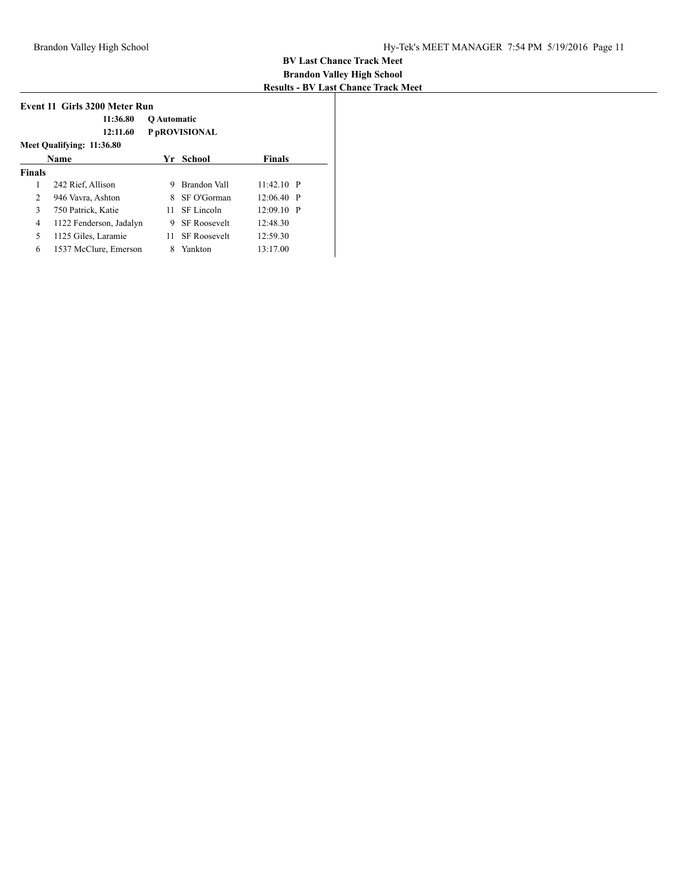# BV Last Chance Track Meet
## Brandon Valley High School
### Results - BV Last Chance Track Meet

**Event 11 Girls 3200 Meter Run**

| | |
|---|---|
| **11:36.80** | **Q Automatic** |
| **12:11.60** | **P pROVISIONAL** |

**Meet Qualifying: 11:36.80**

| | Name | Yr | School | Finals | |
|---|---|---|---|---|---|
| **Finals** | | | | | |
| 1 | 242 Rief, Allison | 9 | Brandon Vall | 11:42.10 | P |
| 2 | 946 Vavra, Ashton | 8 | SF O'Gorman | 12:06.40 | P |
| 3 | 750 Patrick, Katie | 11 | SF Lincoln | 12:09.10 | P |
| 4 | 1122 Fenderson, Jadalyn | 9 | SF Roosevelt | 12:48.30 | |
| 5 | 1125 Giles, Laramie | 11 | SF Roosevelt | 12:59.30 | |
| 6 | 1537 McClure, Emerson | 8 | Yankton | 13:17.00 | |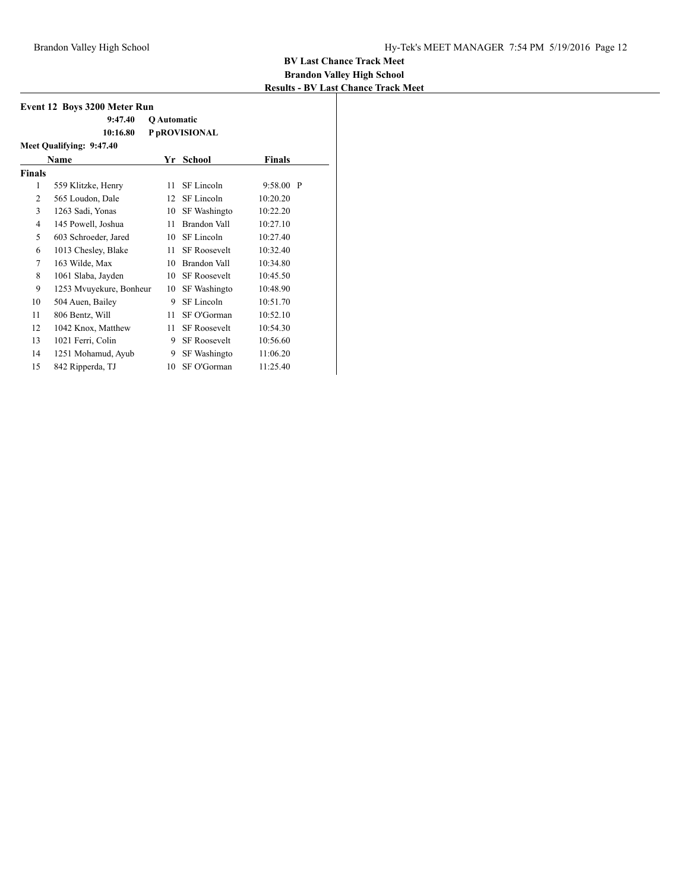**BV Last Chance Track Meet**
**Brandon Valley High School**
**Results - BV Last Chance Track Meet**

### Event 12 Boys 3200 Meter Run

| | |
|---|---|
| 9:47.40 | Q Automatic |
| 10:16.80 | P pROVISIONAL |

**Meet Qualifying: 9:47.40**

| | Name | Yr | School | Finals | |
|---|---|---|---|---|---|
| **Finals** | | | | | |
| 1 | 559 Klitzke, Henry | 11 | SF Lincoln | 9:58.00 | P |
| 2 | 565 Loudon, Dale | 12 | SF Lincoln | 10:20.20 | |
| 3 | 1263 Sadi, Yonas | 10 | SF Washingto | 10:22.20 | |
| 4 | 145 Powell, Joshua | 11 | Brandon Vall | 10:27.10 | |
| 5 | 603 Schroeder, Jared | 10 | SF Lincoln | 10:27.40 | |
| 6 | 1013 Chesley, Blake | 11 | SF Roosevelt | 10:32.40 | |
| 7 | 163 Wilde, Max | 10 | Brandon Vall | 10:34.80 | |
| 8 | 1061 Slaba, Jayden | 10 | SF Roosevelt | 10:45.50 | |
| 9 | 1253 Mvuyekure, Bonheur | 10 | SF Washingto | 10:48.90 | |
| 10 | 504 Auen, Bailey | 9 | SF Lincoln | 10:51.70 | |
| 11 | 806 Bentz, Will | 11 | SF O'Gorman | 10:52.10 | |
| 12 | 1042 Knox, Matthew | 11 | SF Roosevelt | 10:54.30 | |
| 13 | 1021 Ferri, Colin | 9 | SF Roosevelt | 10:56.60 | |
| 14 | 1251 Mohamud, Ayub | 9 | SF Washingto | 11:06.20 | |
| 15 | 842 Ripperda, TJ | 10 | SF O'Gorman | 11:25.40 | |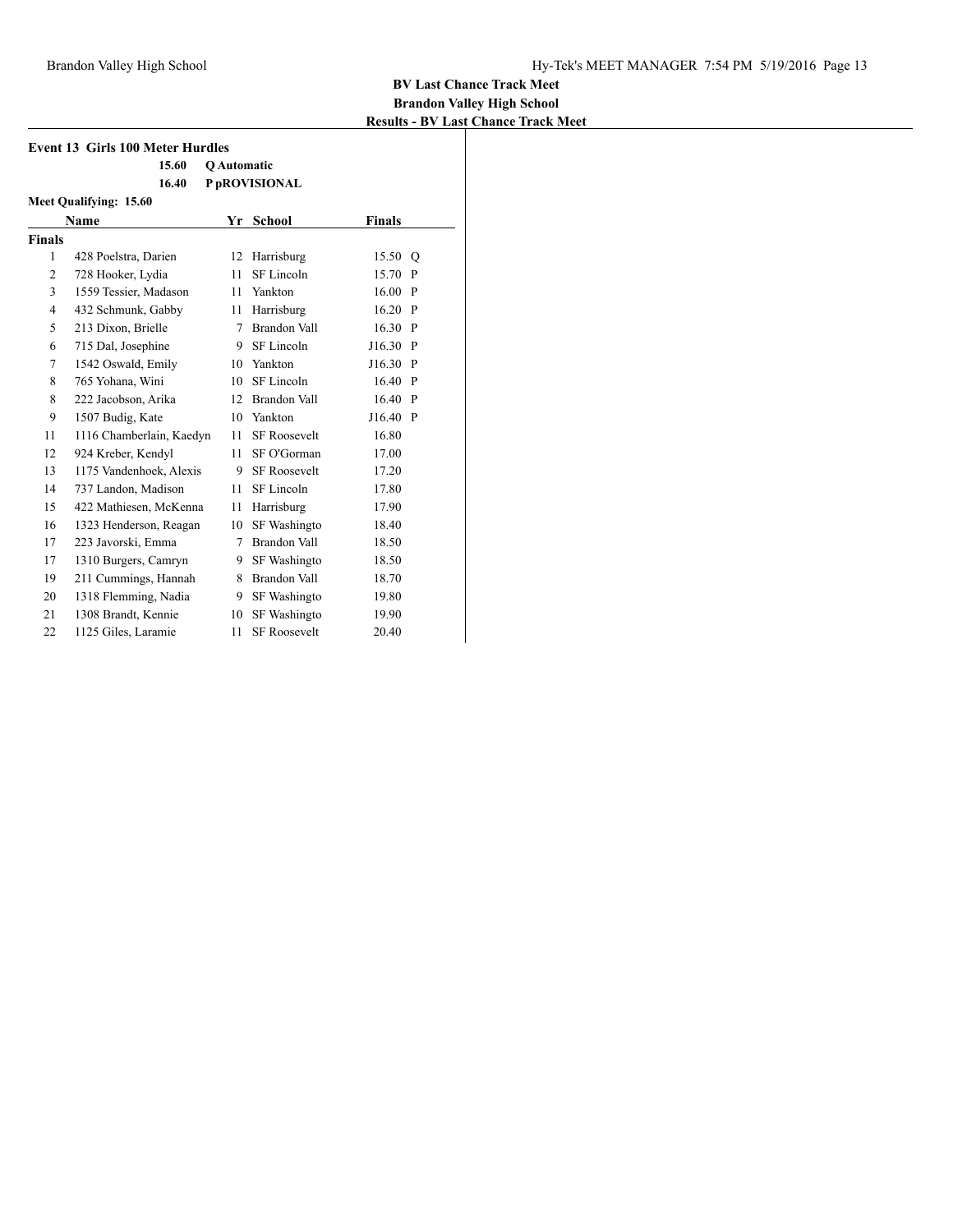**BV Last Chance Track Meet**
**Brandon Valley High School**
**Results - BV Last Chance Track Meet**

### Event 13 Girls 100 Meter Hurdles

**15.60** **Q Automatic**
**16.40** **P pROVISIONAL**

**Meet Qualifying: 15.60**

| | Name | Yr | School | Finals | |
|---|---|---|---|---|---|
| **Finals** | | | | | |
| 1 | 428 Poelstra, Darien | 12 | Harrisburg | 15.50 | Q |
| 2 | 728 Hooker, Lydia | 11 | SF Lincoln | 15.70 | P |
| 3 | 1559 Tessier, Madason | 11 | Yankton | 16.00 | P |
| 4 | 432 Schmunk, Gabby | 11 | Harrisburg | 16.20 | P |
| 5 | 213 Dixon, Brielle | 7 | Brandon Vall | 16.30 | P |
| 6 | 715 Dal, Josephine | 9 | SF Lincoln | J16.30 | P |
| 7 | 1542 Oswald, Emily | 10 | Yankton | J16.30 | P |
| 8 | 765 Yohana, Wini | 10 | SF Lincoln | 16.40 | P |
| 8 | 222 Jacobson, Arika | 12 | Brandon Vall | 16.40 | P |
| 9 | 1507 Budig, Kate | 10 | Yankton | J16.40 | P |
| 11 | 1116 Chamberlain, Kaedyn | 11 | SF Roosevelt | 16.80 | |
| 12 | 924 Kreber, Kendyl | 11 | SF O'Gorman | 17.00 | |
| 13 | 1175 Vandenhoek, Alexis | 9 | SF Roosevelt | 17.20 | |
| 14 | 737 Landon, Madison | 11 | SF Lincoln | 17.80 | |
| 15 | 422 Mathiesen, McKenna | 11 | Harrisburg | 17.90 | |
| 16 | 1323 Henderson, Reagan | 10 | SF Washingto | 18.40 | |
| 17 | 223 Javorski, Emma | 7 | Brandon Vall | 18.50 | |
| 17 | 1310 Burgers, Camryn | 9 | SF Washingto | 18.50 | |
| 19 | 211 Cummings, Hannah | 8 | Brandon Vall | 18.70 | |
| 20 | 1318 Flemming, Nadia | 9 | SF Washingto | 19.80 | |
| 21 | 1308 Brandt, Kennie | 10 | SF Washingto | 19.90 | |
| 22 | 1125 Giles, Laramie | 11 | SF Roosevelt | 20.40 | |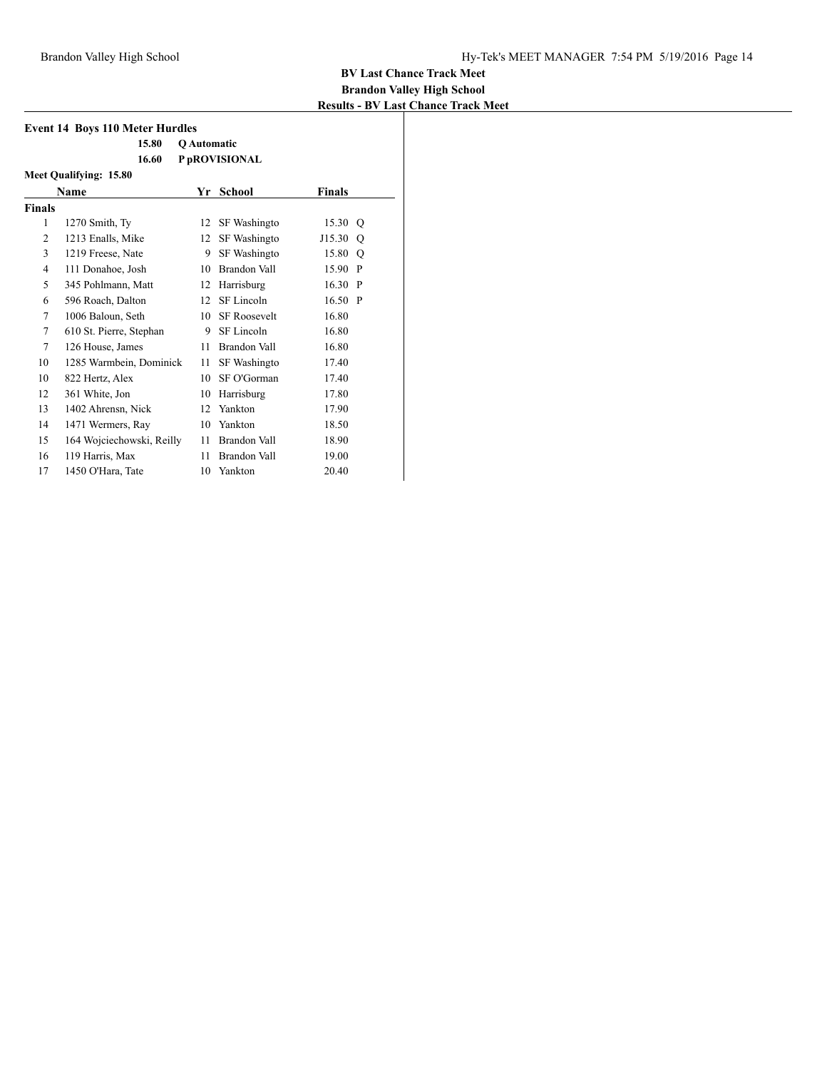**BV Last Chance Track Meet**
**Brandon Valley High School**
**Results - BV Last Chance Track Meet**

### Event 14 Boys 110 Meter Hurdles

**15.80** **Q Automatic**
**16.60** **P pROVISIONAL**

**Meet Qualifying: 15.80**

| | Name | Yr | School | Finals | |
|---|---|---|---|---|---|
| **Finals** | | | | | |
| 1 | 1270 Smith, Ty | 12 | SF Washingto | 15.30 | Q |
| 2 | 1213 Enalls, Mike | 12 | SF Washingto | J15.30 | Q |
| 3 | 1219 Freese, Nate | 9 | SF Washingto | 15.80 | Q |
| 4 | 111 Donahoe, Josh | 10 | Brandon Vall | 15.90 | P |
| 5 | 345 Pohlmann, Matt | 12 | Harrisburg | 16.30 | P |
| 6 | 596 Roach, Dalton | 12 | SF Lincoln | 16.50 | P |
| 7 | 1006 Baloun, Seth | 10 | SF Roosevelt | 16.80 | |
| 7 | 610 St. Pierre, Stephan | 9 | SF Lincoln | 16.80 | |
| 7 | 126 House, James | 11 | Brandon Vall | 16.80 | |
| 10 | 1285 Warmbein, Dominick | 11 | SF Washingto | 17.40 | |
| 10 | 822 Hertz, Alex | 10 | SF O'Gorman | 17.40 | |
| 12 | 361 White, Jon | 10 | Harrisburg | 17.80 | |
| 13 | 1402 Ahrensn, Nick | 12 | Yankton | 17.90 | |
| 14 | 1471 Wermers, Ray | 10 | Yankton | 18.50 | |
| 15 | 164 Wojciechowski, Reilly | 11 | Brandon Vall | 18.90 | |
| 16 | 119 Harris, Max | 11 | Brandon Vall | 19.00 | |
| 17 | 1450 O'Hara, Tate | 10 | Yankton | 20.40 | |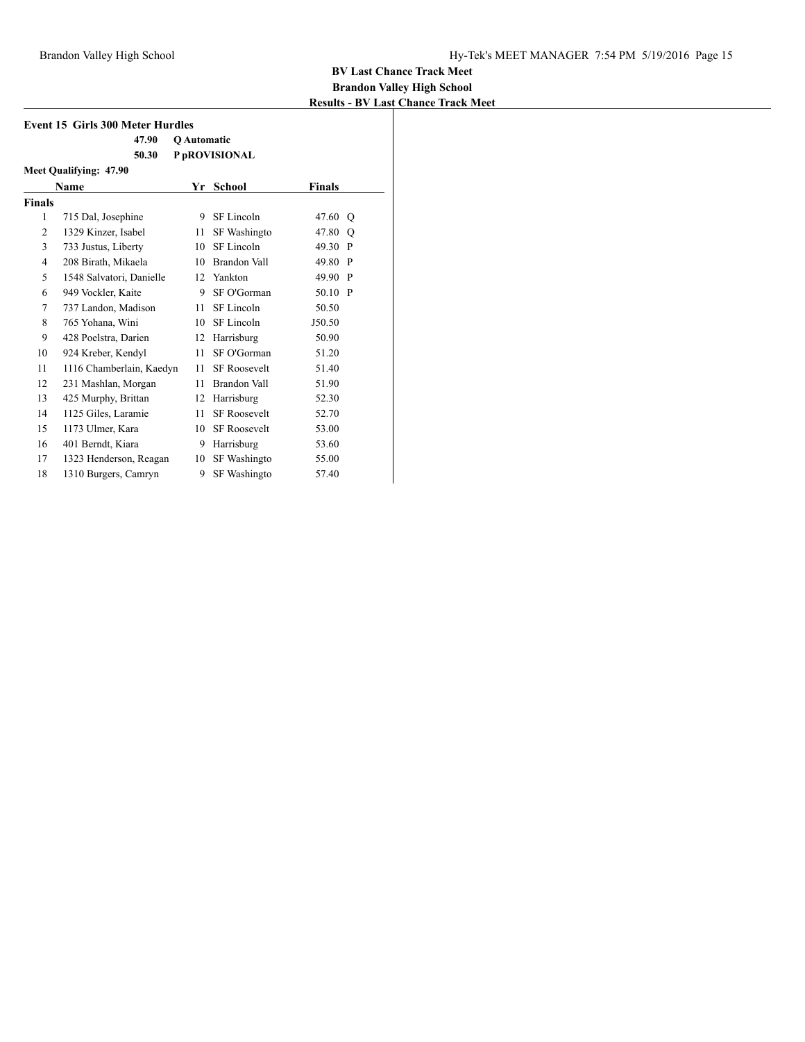**BV Last Chance Track Meet**
**Brandon Valley High School**
**Results - BV Last Chance Track Meet**

### Event 15 Girls 300 Meter Hurdles

**47.90 Q Automatic**
**50.30 P pROVISIONAL**

**Meet Qualifying: 47.90**

| | Name | Yr | School | Finals | |
|---|---|---|---|---|---|
| **Finals** | | | | | |
| 1 | 715 Dal, Josephine | 9 | SF Lincoln | 47.60 | Q |
| 2 | 1329 Kinzer, Isabel | 11 | SF Washingto | 47.80 | Q |
| 3 | 733 Justus, Liberty | 10 | SF Lincoln | 49.30 | P |
| 4 | 208 Birath, Mikaela | 10 | Brandon Vall | 49.80 | P |
| 5 | 1548 Salvatori, Danielle | 12 | Yankton | 49.90 | P |
| 6 | 949 Vockler, Kaite | 9 | SF O'Gorman | 50.10 | P |
| 7 | 737 Landon, Madison | 11 | SF Lincoln | 50.50 | |
| 8 | 765 Yohana, Wini | 10 | SF Lincoln | J50.50 | |
| 9 | 428 Poelstra, Darien | 12 | Harrisburg | 50.90 | |
| 10 | 924 Kreber, Kendyl | 11 | SF O'Gorman | 51.20 | |
| 11 | 1116 Chamberlain, Kaedyn | 11 | SF Roosevelt | 51.40 | |
| 12 | 231 Mashlan, Morgan | 11 | Brandon Vall | 51.90 | |
| 13 | 425 Murphy, Brittan | 12 | Harrisburg | 52.30 | |
| 14 | 1125 Giles, Laramie | 11 | SF Roosevelt | 52.70 | |
| 15 | 1173 Ulmer, Kara | 10 | SF Roosevelt | 53.00 | |
| 16 | 401 Berndt, Kiara | 9 | Harrisburg | 53.60 | |
| 17 | 1323 Henderson, Reagan | 10 | SF Washingto | 55.00 | |
| 18 | 1310 Burgers, Camryn | 9 | SF Washingto | 57.40 | |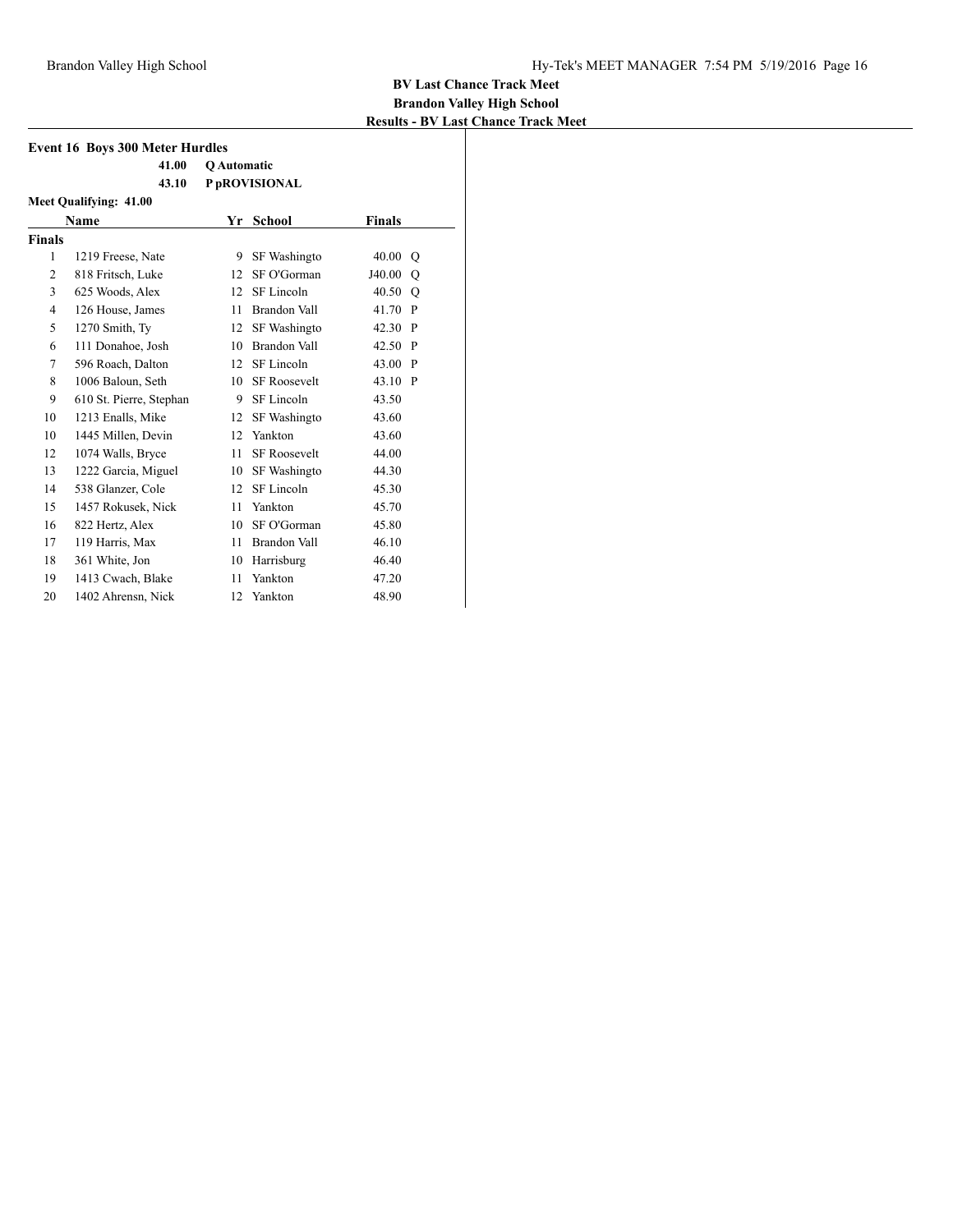**BV Last Chance Track Meet**
**Brandon Valley High School**
**Results - BV Last Chance Track Meet**

### Event 16 Boys 300 Meter Hurdles

**41.00 Q Automatic**
**43.10 P pROVISIONAL**

**Meet Qualifying: 41.00**

| | Name | Yr | School | Finals | |
|---|---|---|---|---|---|
| **Finals** | | | | | |
| 1 | 1219 Freese, Nate | 9 | SF Washingto | 40.00 | Q |
| 2 | 818 Fritsch, Luke | 12 | SF O'Gorman | J40.00 | Q |
| 3 | 625 Woods, Alex | 12 | SF Lincoln | 40.50 | Q |
| 4 | 126 House, James | 11 | Brandon Vall | 41.70 | P |
| 5 | 1270 Smith, Ty | 12 | SF Washingto | 42.30 | P |
| 6 | 111 Donahoe, Josh | 10 | Brandon Vall | 42.50 | P |
| 7 | 596 Roach, Dalton | 12 | SF Lincoln | 43.00 | P |
| 8 | 1006 Baloun, Seth | 10 | SF Roosevelt | 43.10 | P |
| 9 | 610 St. Pierre, Stephan | 9 | SF Lincoln | 43.50 | |
| 10 | 1213 Enalls, Mike | 12 | SF Washingto | 43.60 | |
| 10 | 1445 Millen, Devin | 12 | Yankton | 43.60 | |
| 12 | 1074 Walls, Bryce | 11 | SF Roosevelt | 44.00 | |
| 13 | 1222 Garcia, Miguel | 10 | SF Washingto | 44.30 | |
| 14 | 538 Glanzer, Cole | 12 | SF Lincoln | 45.30 | |
| 15 | 1457 Rokusek, Nick | 11 | Yankton | 45.70 | |
| 16 | 822 Hertz, Alex | 10 | SF O'Gorman | 45.80 | |
| 17 | 119 Harris, Max | 11 | Brandon Vall | 46.10 | |
| 18 | 361 White, Jon | 10 | Harrisburg | 46.40 | |
| 19 | 1413 Cwach, Blake | 11 | Yankton | 47.20 | |
| 20 | 1402 Ahrensn, Nick | 12 | Yankton | 48.90 | |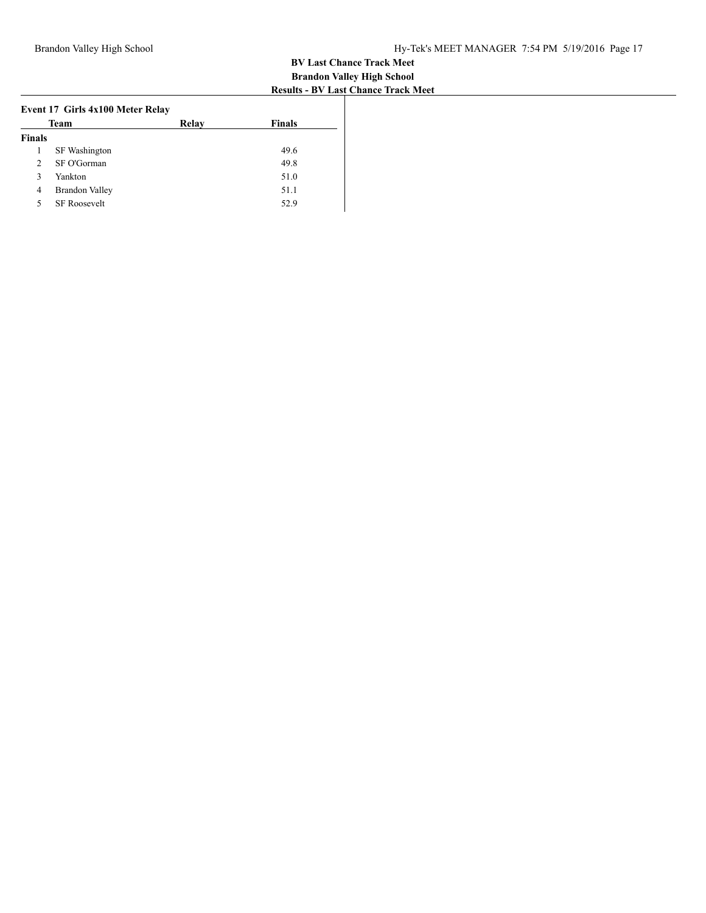**BV Last Chance Track Meet**
**Brandon Valley High School**
**Results - BV Last Chance Track Meet**

### Event 17 Girls 4x100 Meter Relay

| | Team | Relay | Finals |
|---|---|---|---|
| **Finals** | | | |
| 1 | SF Washington | | 49.6 |
| 2 | SF O'Gorman | | 49.8 |
| 3 | Yankton | | 51.0 |
| 4 | Brandon Valley | | 51.1 |
| 5 | SF Roosevelt | | 52.9 |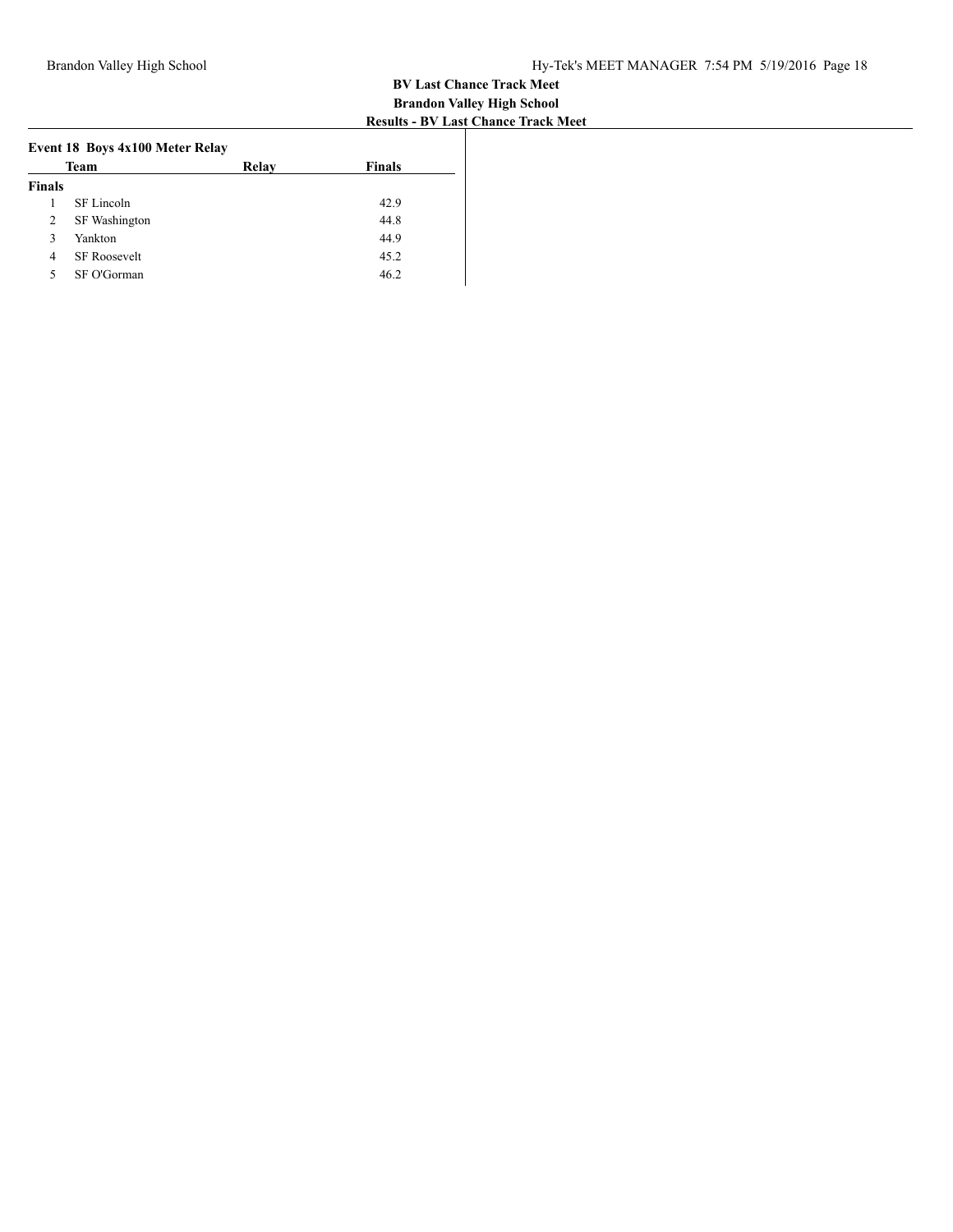**BV Last Chance Track Meet**
**Brandon Valley High School**
**Results - BV Last Chance Track Meet**

### Event 18 Boys 4x100 Meter Relay

| | Team | Relay | Finals |
|---|---|---|---|
| **Finals** | | | |
| 1 | SF Lincoln | | 42.9 |
| 2 | SF Washington | | 44.8 |
| 3 | Yankton | | 44.9 |
| 4 | SF Roosevelt | | 45.2 |
| 5 | SF O'Gorman | | 46.2 |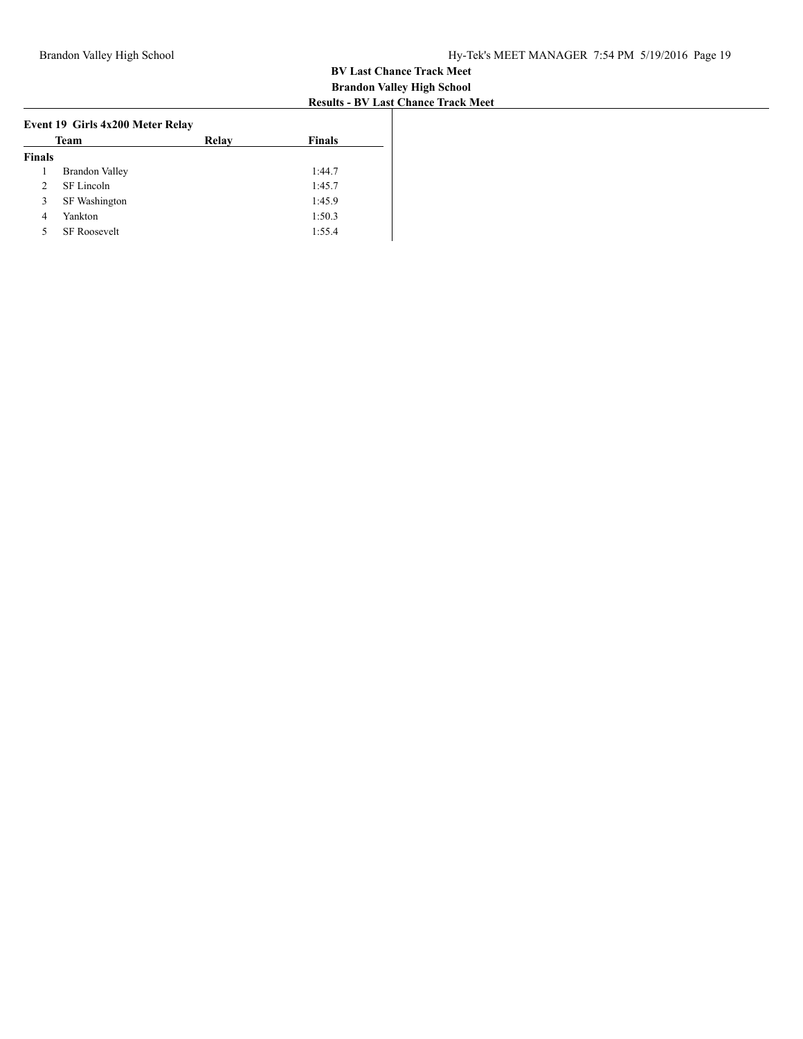**BV Last Chance Track Meet**
**Brandon Valley High School**
**Results - BV Last Chance Track Meet**

### Event 19 Girls 4x200 Meter Relay

| | Team | Relay | Finals |
|---|---|---|---|
| **Finals** | | | |
| 1 | Brandon Valley | | 1:44.7 |
| 2 | SF Lincoln | | 1:45.7 |
| 3 | SF Washington | | 1:45.9 |
| 4 | Yankton | | 1:50.3 |
| 5 | SF Roosevelt | | 1:55.4 |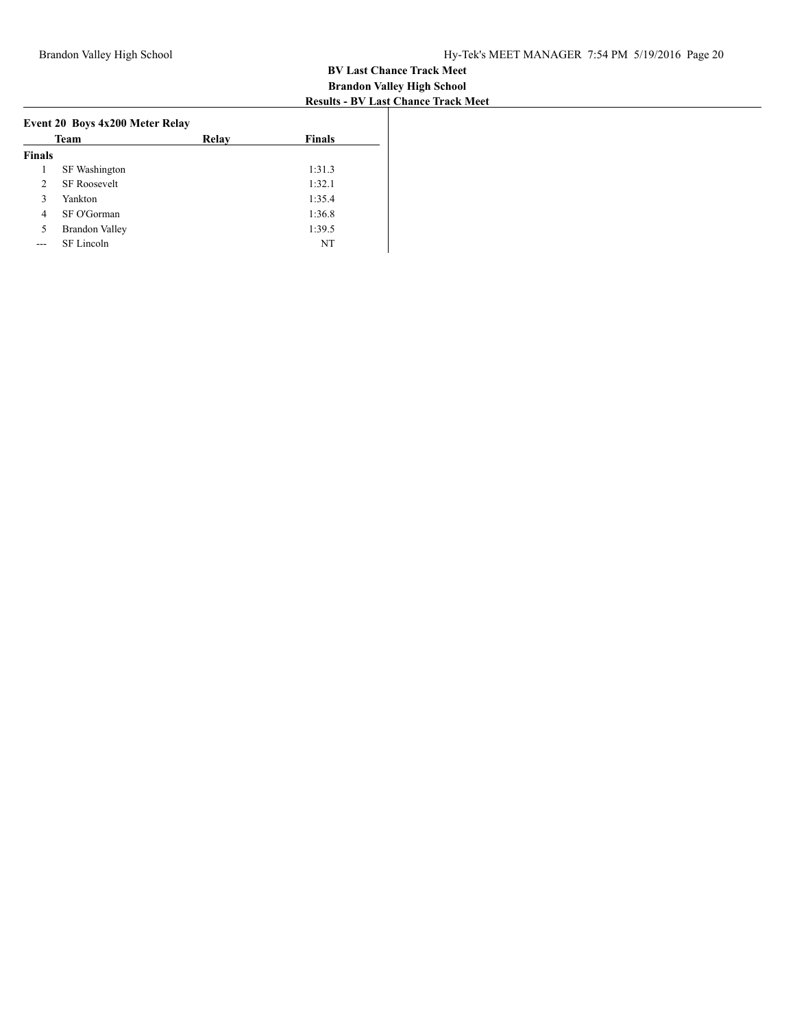**BV Last Chance Track Meet**

**Brandon Valley High School**

**Results - BV Last Chance Track Meet**

### Event 20 Boys 4x200 Meter Relay

| | Team | Relay | Finals |
|---|---|---|---|
| **Finals** | | | |
| 1 | SF Washington | | 1:31.3 |
| 2 | SF Roosevelt | | 1:32.1 |
| 3 | Yankton | | 1:35.4 |
| 4 | SF O'Gorman | | 1:36.8 |
| 5 | Brandon Valley | | 1:39.5 |
| --- | SF Lincoln | | NT |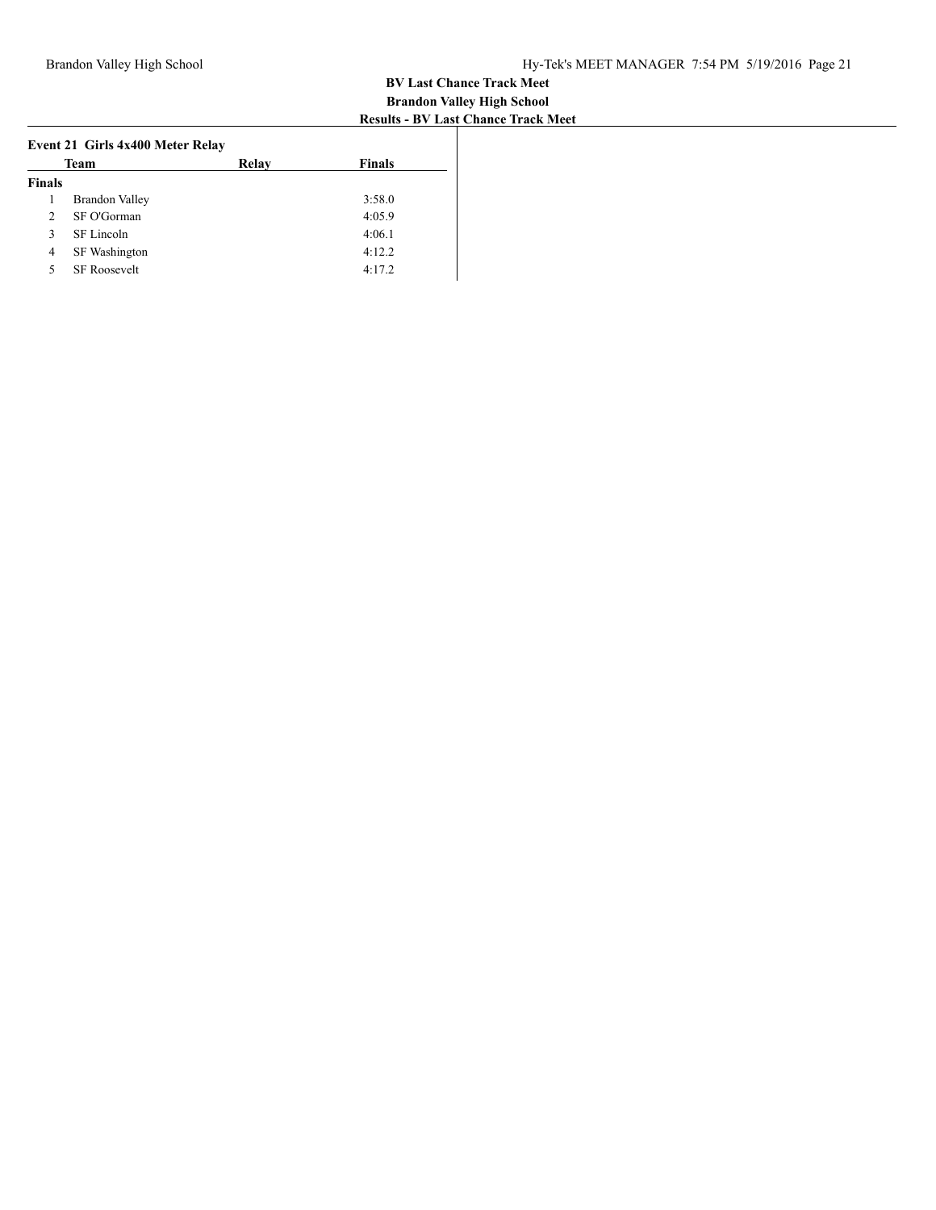**BV Last Chance Track Meet**
**Brandon Valley High School**
**Results - BV Last Chance Track Meet**

### Event 21 Girls 4x400 Meter Relay

| | Team | Relay | Finals |
|---|---|---|---|
| **Finals** | | | |
| 1 | Brandon Valley | | 3:58.0 |
| 2 | SF O'Gorman | | 4:05.9 |
| 3 | SF Lincoln | | 4:06.1 |
| 4 | SF Washington | | 4:12.2 |
| 5 | SF Roosevelt | | 4:17.2 |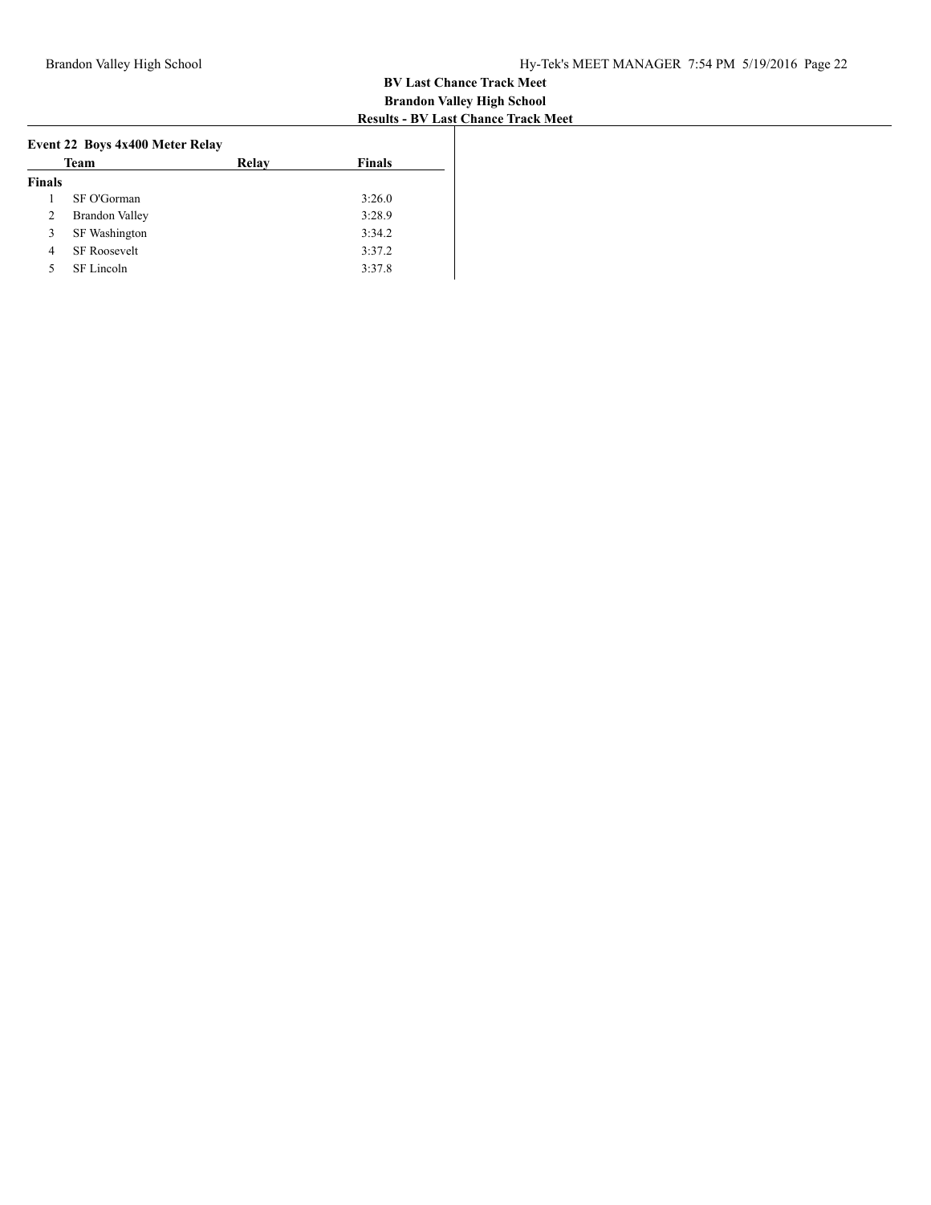**BV Last Chance Track Meet**
**Brandon Valley High School**
**Results - BV Last Chance Track Meet**

### Event 22 Boys 4x400 Meter Relay

| | Team | Relay | Finals |
|---|---|---|---|
| **Finals** | | | |
| 1 | SF O'Gorman | | 3:26.0 |
| 2 | Brandon Valley | | 3:28.9 |
| 3 | SF Washington | | 3:34.2 |
| 4 | SF Roosevelt | | 3:37.2 |
| 5 | SF Lincoln | | 3:37.8 |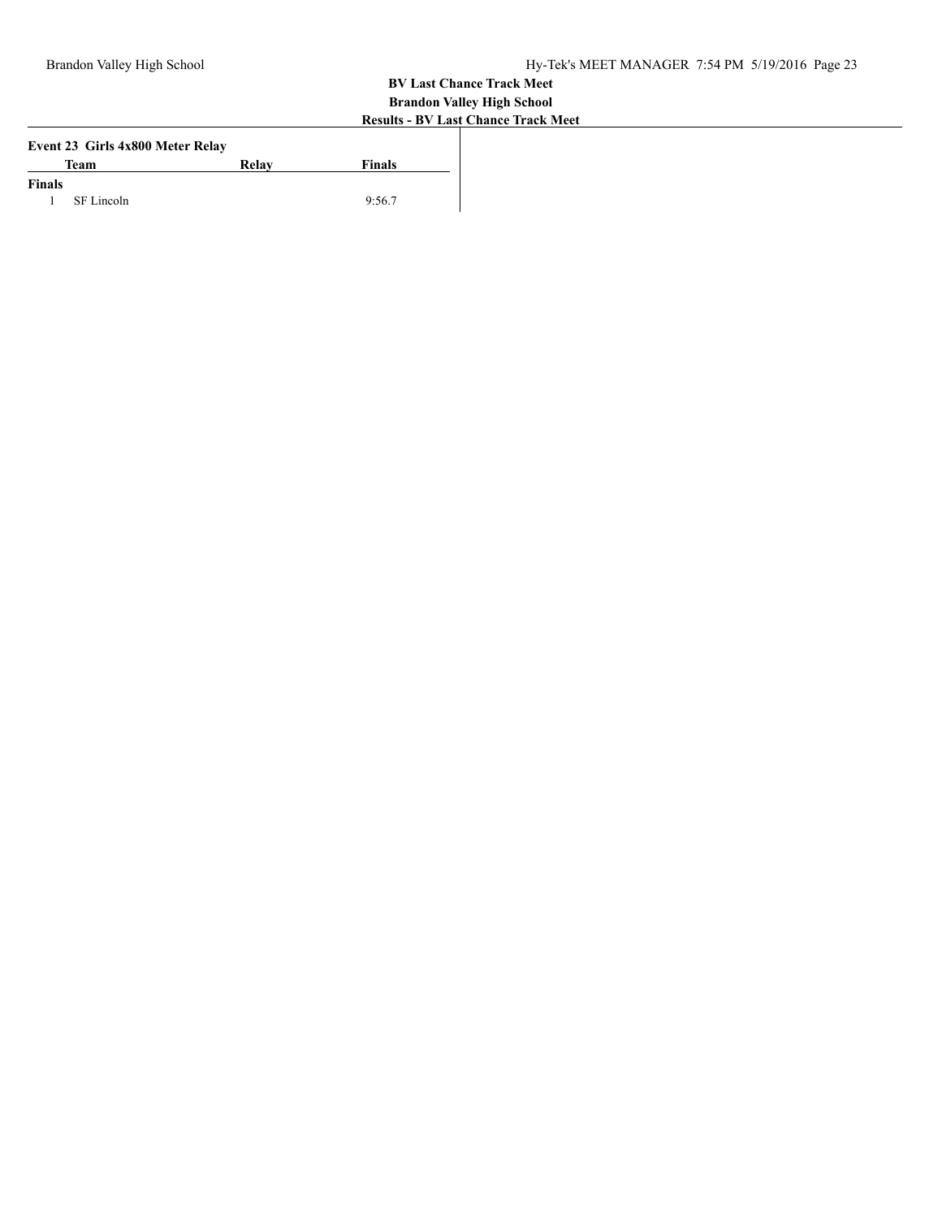**BV Last Chance Track Meet**
**Brandon Valley High School**
**Results - BV Last Chance Track Meet**

### Event 23 Girls 4x800 Meter Relay

| | Team | Relay | Finals |
|---|---|---|---|
| **Finals** | | | |
| 1 | SF Lincoln | | 9:56.7 |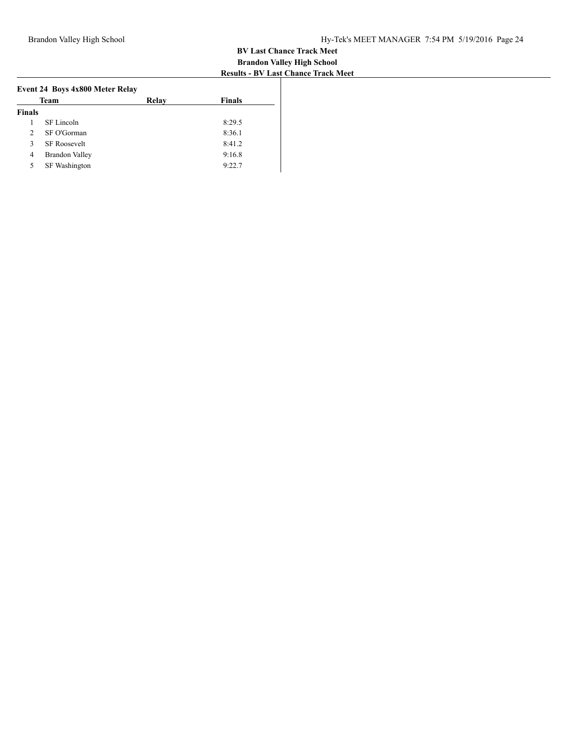**BV Last Chance Track Meet**
**Brandon Valley High School**
**Results - BV Last Chance Track Meet**

### Event 24 Boys 4x800 Meter Relay

| | Team | Relay | Finals |
|---|---|---|---|
| **Finals** | | | |
| 1 | SF Lincoln | | 8:29.5 |
| 2 | SF O'Gorman | | 8:36.1 |
| 3 | SF Roosevelt | | 8:41.2 |
| 4 | Brandon Valley | | 9:16.8 |
| 5 | SF Washington | | 9:22.7 |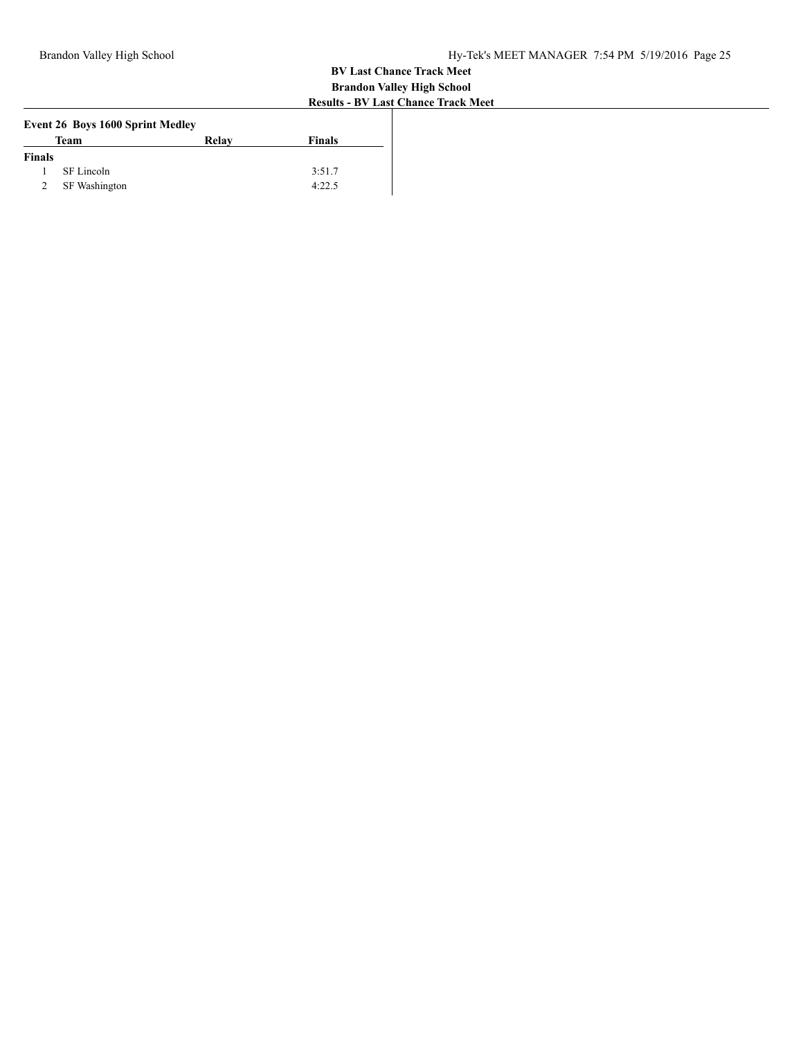**BV Last Chance Track Meet**
**Brandon Valley High School**
**Results - BV Last Chance Track Meet**

### Event 26 Boys 1600 Sprint Medley

| | Team | Relay | Finals |
|---|---|---|---|
| **Finals** | | | |
| 1 | SF Lincoln | | 3:51.7 |
| 2 | SF Washington | | 4:22.5 |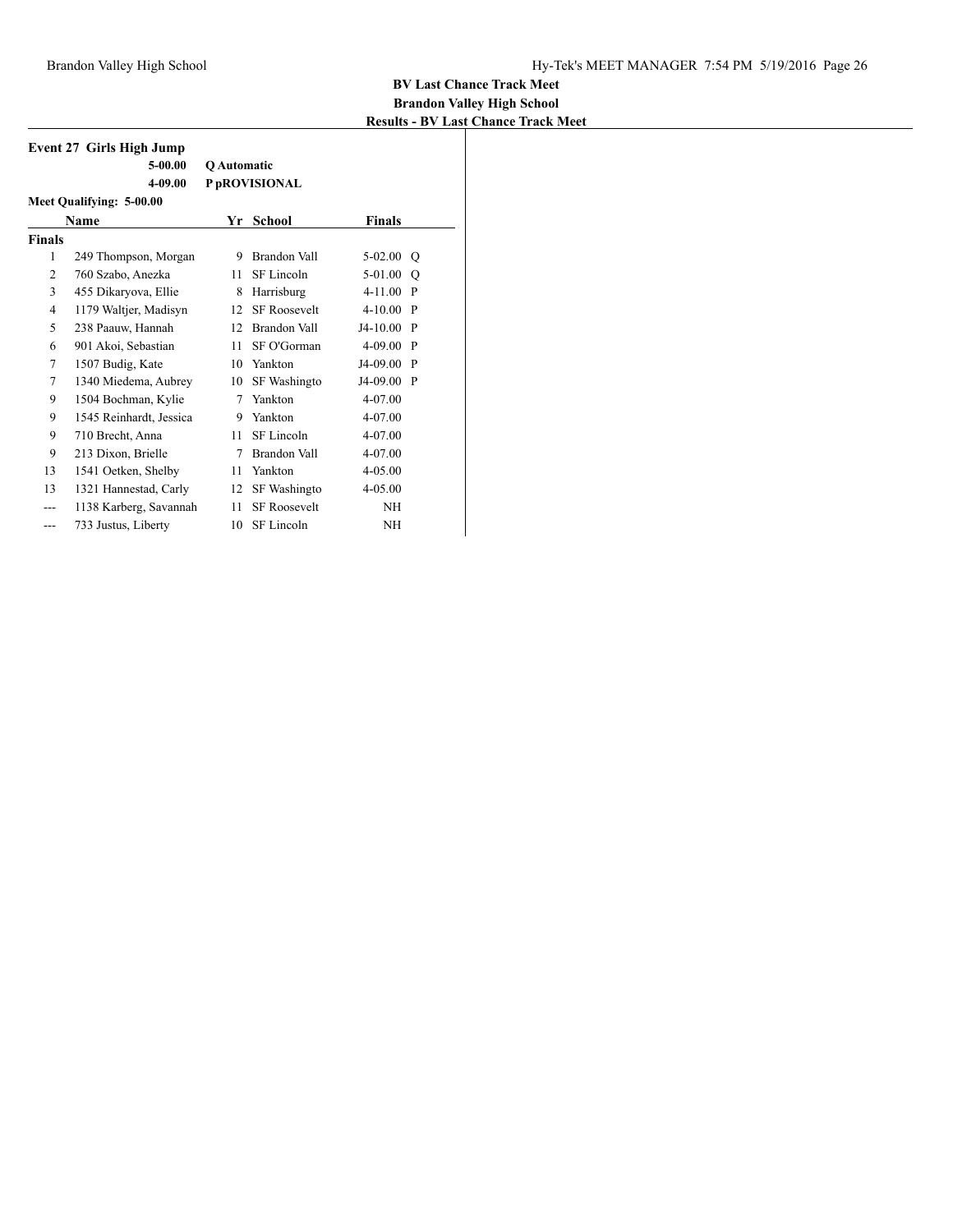**BV Last Chance Track Meet**
**Brandon Valley High School**
**Results - BV Last Chance Track Meet**

### Event 27 Girls High Jump

| | |
|---|---|
| 5-00.00 | Q Automatic |
| 4-09.00 | P pROVISIONAL |

**Meet Qualifying: 5-00.00**

| | Name | Yr | School | Finals | |
|---|---|---|---|---|---|
| **Finals** | | | | | |
| 1 | 249 Thompson, Morgan | 9 | Brandon Vall | 5-02.00 | Q |
| 2 | 760 Szabo, Anezka | 11 | SF Lincoln | 5-01.00 | Q |
| 3 | 455 Dikaryova, Ellie | 8 | Harrisburg | 4-11.00 | P |
| 4 | 1179 Waltjer, Madisyn | 12 | SF Roosevelt | 4-10.00 | P |
| 5 | 238 Paauw, Hannah | 12 | Brandon Vall | J4-10.00 | P |
| 6 | 901 Akoi, Sebastian | 11 | SF O'Gorman | 4-09.00 | P |
| 7 | 1507 Budig, Kate | 10 | Yankton | J4-09.00 | P |
| 7 | 1340 Miedema, Aubrey | 10 | SF Washingto | J4-09.00 | P |
| 9 | 1504 Bochman, Kylie | 7 | Yankton | 4-07.00 | |
| 9 | 1545 Reinhardt, Jessica | 9 | Yankton | 4-07.00 | |
| 9 | 710 Brecht, Anna | 11 | SF Lincoln | 4-07.00 | |
| 9 | 213 Dixon, Brielle | 7 | Brandon Vall | 4-07.00 | |
| 13 | 1541 Oetken, Shelby | 11 | Yankton | 4-05.00 | |
| 13 | 1321 Hannestad, Carly | 12 | SF Washingto | 4-05.00 | |
| --- | 1138 Karberg, Savannah | 11 | SF Roosevelt | NH | |
| --- | 733 Justus, Liberty | 10 | SF Lincoln | NH | |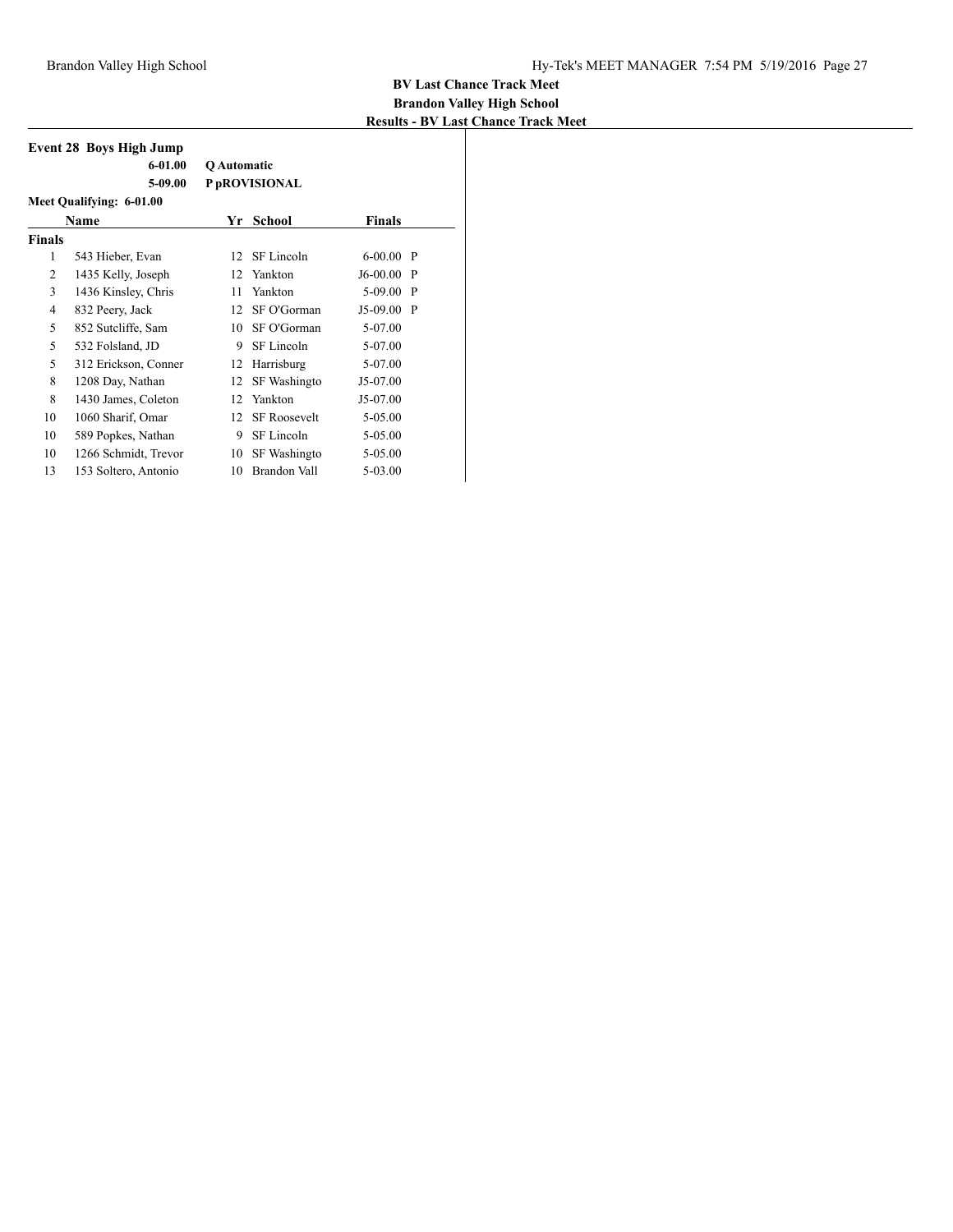**BV Last Chance Track Meet**
**Brandon Valley High School**
**Results - BV Last Chance Track Meet**

### Event 28 Boys High Jump

**6-01.00** **Q Automatic**
**5-09.00** **P pROVISIONAL**

**Meet Qualifying: 6-01.00**

| | Name | Yr | School | Finals | |
|---|---|---|---|---|---|
| **Finals** | | | | | |
| 1 | 543 Hieber, Evan | 12 | SF Lincoln | 6-00.00 | P |
| 2 | 1435 Kelly, Joseph | 12 | Yankton | J6-00.00 | P |
| 3 | 1436 Kinsley, Chris | 11 | Yankton | 5-09.00 | P |
| 4 | 832 Peery, Jack | 12 | SF O'Gorman | J5-09.00 | P |
| 5 | 852 Sutcliffe, Sam | 10 | SF O'Gorman | 5-07.00 | |
| 5 | 532 Folsland, JD | 9 | SF Lincoln | 5-07.00 | |
| 5 | 312 Erickson, Conner | 12 | Harrisburg | 5-07.00 | |
| 8 | 1208 Day, Nathan | 12 | SF Washingto | J5-07.00 | |
| 8 | 1430 James, Coleton | 12 | Yankton | J5-07.00 | |
| 10 | 1060 Sharif, Omar | 12 | SF Roosevelt | 5-05.00 | |
| 10 | 589 Popkes, Nathan | 9 | SF Lincoln | 5-05.00 | |
| 10 | 1266 Schmidt, Trevor | 10 | SF Washingto | 5-05.00 | |
| 13 | 153 Soltero, Antonio | 10 | Brandon Vall | 5-03.00 | |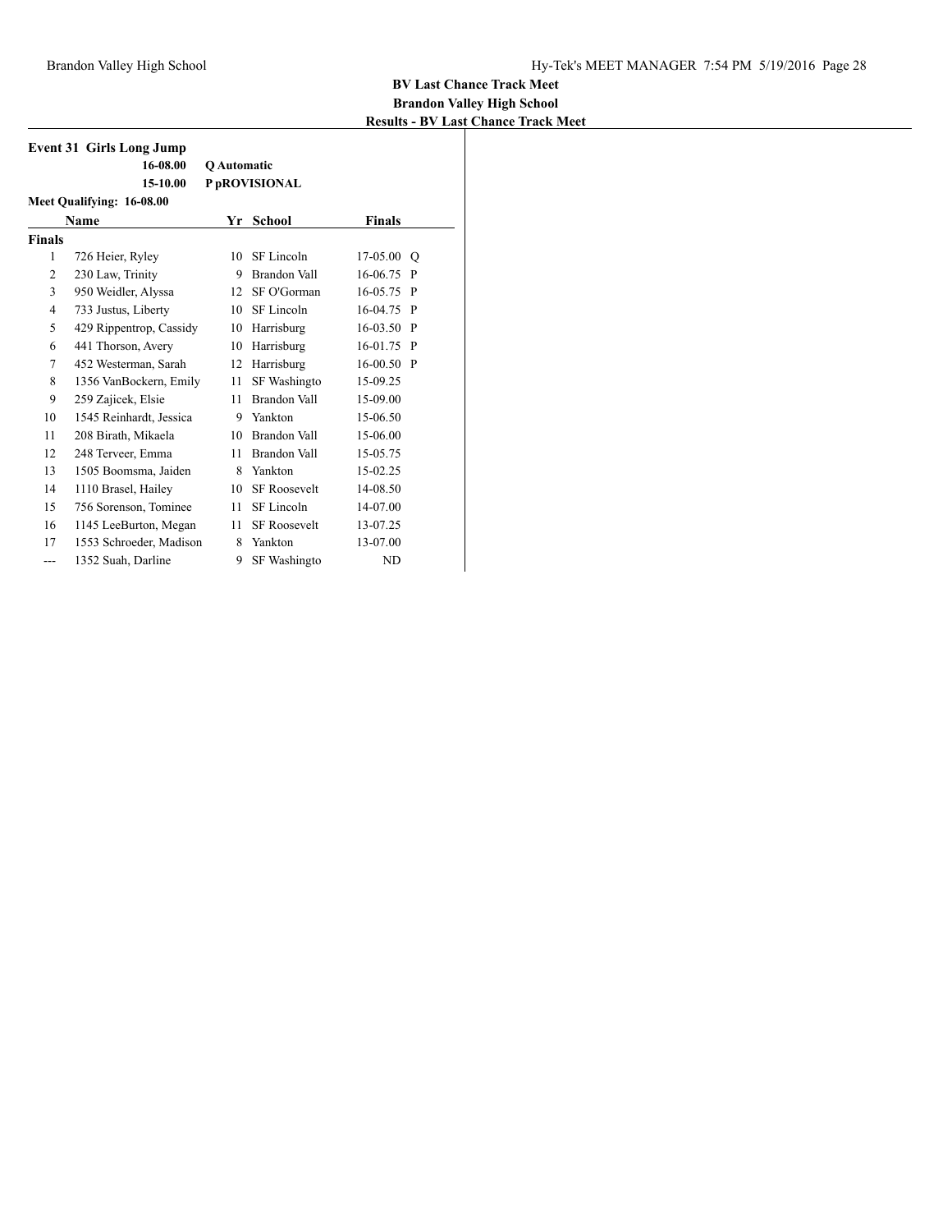**BV Last Chance Track Meet**
**Brandon Valley High School**
**Results - BV Last Chance Track Meet**

### Event 31 Girls Long Jump

| | | |
|---|---|---|
| 16-08.00 | Q Automatic | |
| 15-10.00 | P pROVISIONAL | |

Meet Qualifying: 16-08.00

| | Name | Yr | School | Finals | |
|---|---|---|---|---|---|
| **Finals** | | | | | |
| 1 | 726 Heier, Ryley | 10 | SF Lincoln | 17-05.00 | Q |
| 2 | 230 Law, Trinity | 9 | Brandon Vall | 16-06.75 | P |
| 3 | 950 Weidler, Alyssa | 12 | SF O'Gorman | 16-05.75 | P |
| 4 | 733 Justus, Liberty | 10 | SF Lincoln | 16-04.75 | P |
| 5 | 429 Rippentrop, Cassidy | 10 | Harrisburg | 16-03.50 | P |
| 6 | 441 Thorson, Avery | 10 | Harrisburg | 16-01.75 | P |
| 7 | 452 Westerman, Sarah | 12 | Harrisburg | 16-00.50 | P |
| 8 | 1356 VanBockern, Emily | 11 | SF Washingto | 15-09.25 | |
| 9 | 259 Zajicek, Elsie | 11 | Brandon Vall | 15-09.00 | |
| 10 | 1545 Reinhardt, Jessica | 9 | Yankton | 15-06.50 | |
| 11 | 208 Birath, Mikaela | 10 | Brandon Vall | 15-06.00 | |
| 12 | 248 Terveer, Emma | 11 | Brandon Vall | 15-05.75 | |
| 13 | 1505 Boomsma, Jaiden | 8 | Yankton | 15-02.25 | |
| 14 | 1110 Brasel, Hailey | 10 | SF Roosevelt | 14-08.50 | |
| 15 | 756 Sorenson, Tominee | 11 | SF Lincoln | 14-07.00 | |
| 16 | 1145 LeeBurton, Megan | 11 | SF Roosevelt | 13-07.25 | |
| 17 | 1553 Schroeder, Madison | 8 | Yankton | 13-07.00 | |
| --- | 1352 Suah, Darline | 9 | SF Washingto | ND | |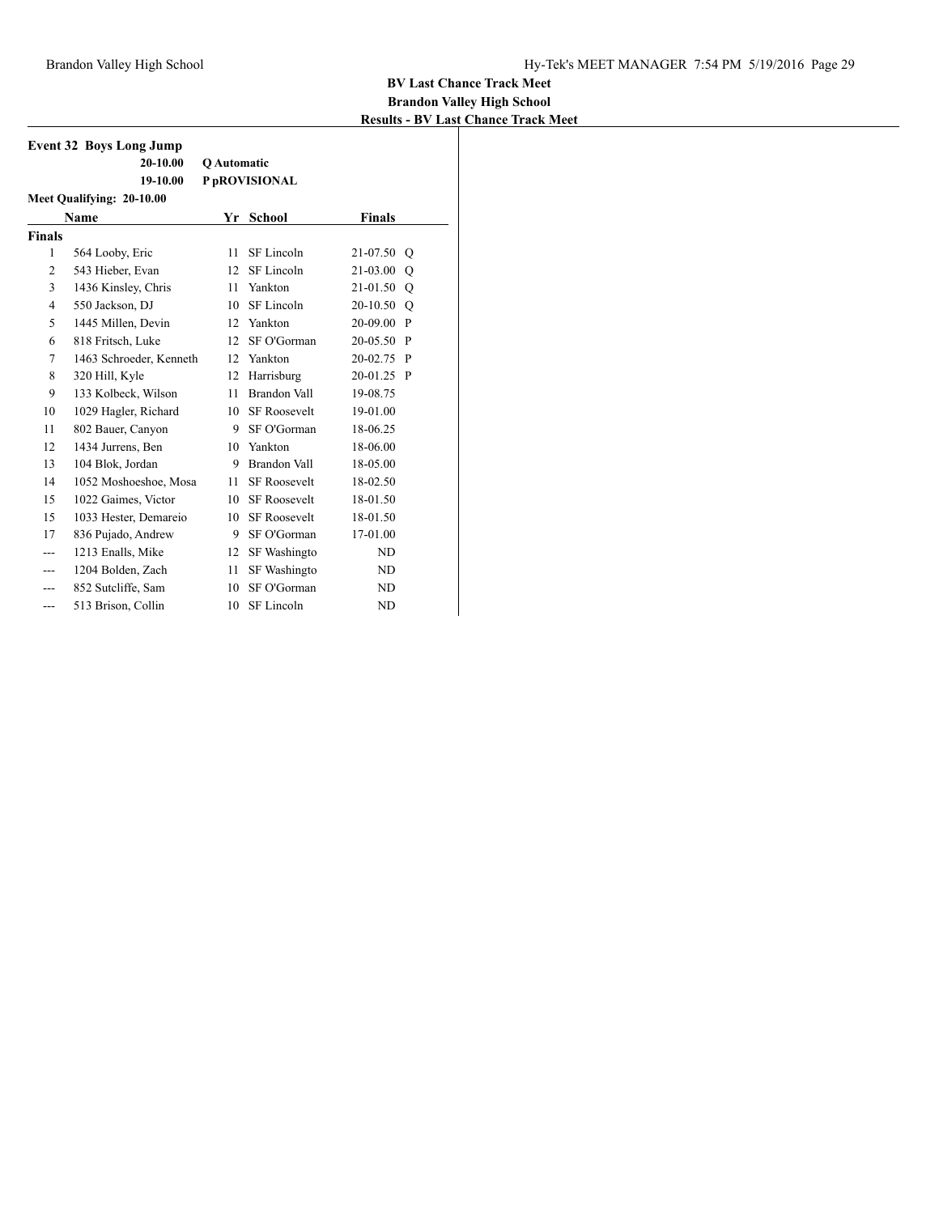**BV Last Chance Track Meet**
**Brandon Valley High School**
**Results - BV Last Chance Track Meet**

### Event 32 Boys Long Jump

| | | |
|---|---|---|
| 20-10.00 | Q Automatic | |
| 19-10.00 | P pROVISIONAL | |

**Meet Qualifying: 20-10.00**

| | Name | Yr | School | Finals | |
|---|---|---|---|---|---|
| **Finals** | | | | | |
| 1 | 564 Looby, Eric | 11 | SF Lincoln | 21-07.50 | Q |
| 2 | 543 Hieber, Evan | 12 | SF Lincoln | 21-03.00 | Q |
| 3 | 1436 Kinsley, Chris | 11 | Yankton | 21-01.50 | Q |
| 4 | 550 Jackson, DJ | 10 | SF Lincoln | 20-10.50 | Q |
| 5 | 1445 Millen, Devin | 12 | Yankton | 20-09.00 | P |
| 6 | 818 Fritsch, Luke | 12 | SF O'Gorman | 20-05.50 | P |
| 7 | 1463 Schroeder, Kenneth | 12 | Yankton | 20-02.75 | P |
| 8 | 320 Hill, Kyle | 12 | Harrisburg | 20-01.25 | P |
| 9 | 133 Kolbeck, Wilson | 11 | Brandon Vall | 19-08.75 | |
| 10 | 1029 Hagler, Richard | 10 | SF Roosevelt | 19-01.00 | |
| 11 | 802 Bauer, Canyon | 9 | SF O'Gorman | 18-06.25 | |
| 12 | 1434 Jurrens, Ben | 10 | Yankton | 18-06.00 | |
| 13 | 104 Blok, Jordan | 9 | Brandon Vall | 18-05.00 | |
| 14 | 1052 Moshoeshoe, Mosa | 11 | SF Roosevelt | 18-02.50 | |
| 15 | 1022 Gaimes, Victor | 10 | SF Roosevelt | 18-01.50 | |
| 15 | 1033 Hester, Demareio | 10 | SF Roosevelt | 18-01.50 | |
| 17 | 836 Pujado, Andrew | 9 | SF O'Gorman | 17-01.00 | |
| --- | 1213 Enalls, Mike | 12 | SF Washingto | ND | |
| --- | 1204 Bolden, Zach | 11 | SF Washingto | ND | |
| --- | 852 Sutcliffe, Sam | 10 | SF O'Gorman | ND | |
| --- | 513 Brison, Collin | 10 | SF Lincoln | ND | |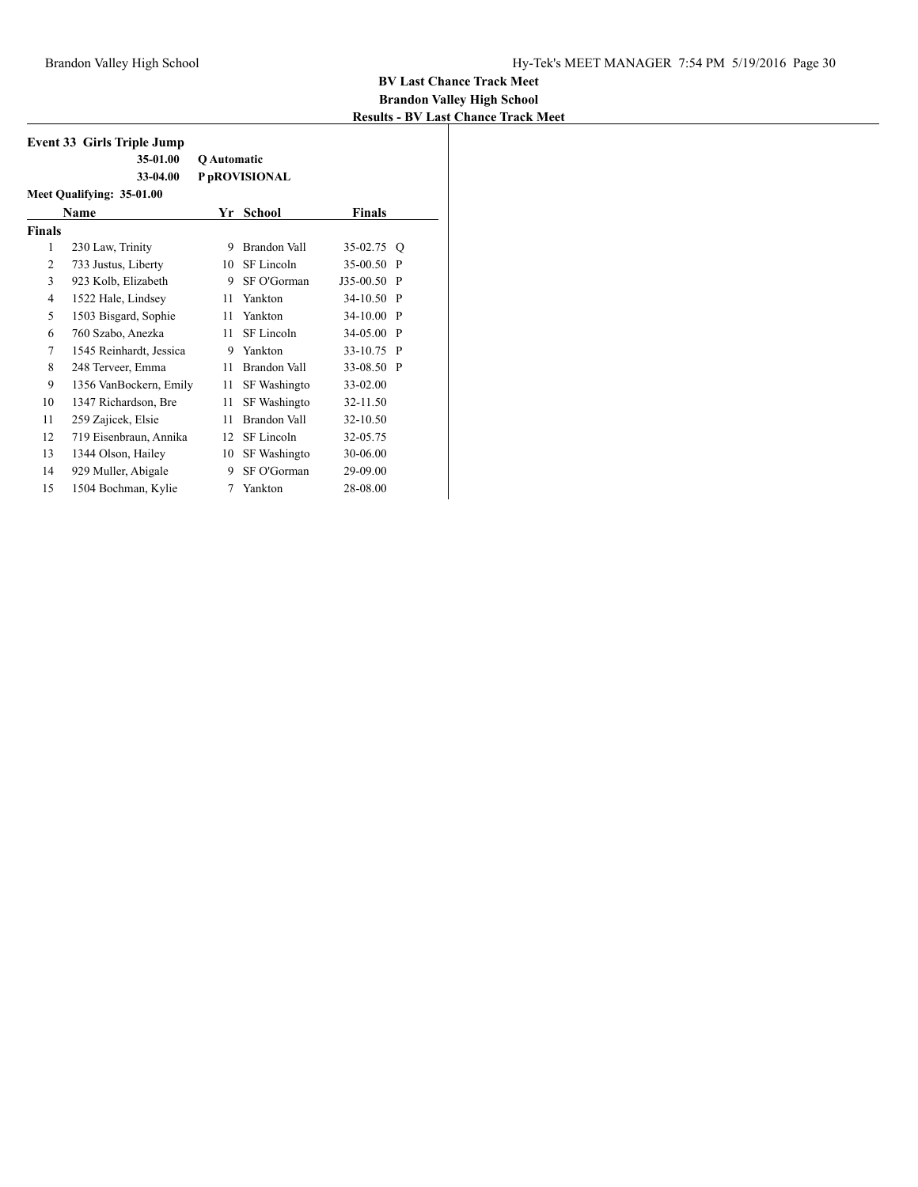**BV Last Chance Track Meet**
**Brandon Valley High School**
**Results - BV Last Chance Track Meet**

### Event 33 Girls Triple Jump

| | |
|---|---|
| 35-01.00 | Q Automatic |
| 33-04.00 | P pROVISIONAL |

Meet Qualifying: 35-01.00

| | Name | Yr | School | Finals | |
|---|---|---|---|---|---|
| **Finals** | | | | | |
| 1 | 230 Law, Trinity | 9 | Brandon Vall | 35-02.75 | Q |
| 2 | 733 Justus, Liberty | 10 | SF Lincoln | 35-00.50 | P |
| 3 | 923 Kolb, Elizabeth | 9 | SF O'Gorman | J35-00.50 | P |
| 4 | 1522 Hale, Lindsey | 11 | Yankton | 34-10.50 | P |
| 5 | 1503 Bisgard, Sophie | 11 | Yankton | 34-10.00 | P |
| 6 | 760 Szabo, Anezka | 11 | SF Lincoln | 34-05.00 | P |
| 7 | 1545 Reinhardt, Jessica | 9 | Yankton | 33-10.75 | P |
| 8 | 248 Terveer, Emma | 11 | Brandon Vall | 33-08.50 | P |
| 9 | 1356 VanBockern, Emily | 11 | SF Washingto | 33-02.00 | |
| 10 | 1347 Richardson, Bre | 11 | SF Washingto | 32-11.50 | |
| 11 | 259 Zajicek, Elsie | 11 | Brandon Vall | 32-10.50 | |
| 12 | 719 Eisenbraun, Annika | 12 | SF Lincoln | 32-05.75 | |
| 13 | 1344 Olson, Hailey | 10 | SF Washingto | 30-06.00 | |
| 14 | 929 Muller, Abigale | 9 | SF O'Gorman | 29-09.00 | |
| 15 | 1504 Bochman, Kylie | 7 | Yankton | 28-08.00 | |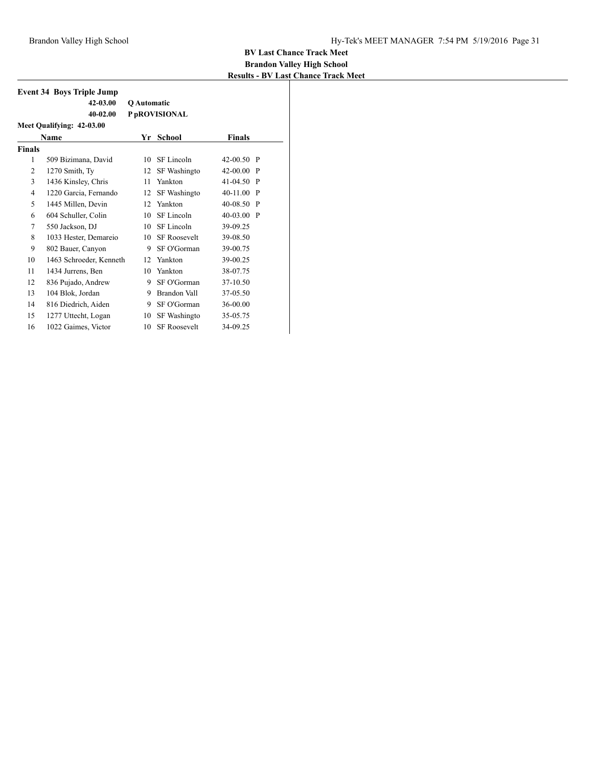**BV Last Chance Track Meet**
**Brandon Valley High School**
**Results - BV Last Chance Track Meet**

### Event 34 Boys Triple Jump

| | |
|---|---|
| 42-03.00 | Q Automatic |
| 40-02.00 | P pROVISIONAL |

**Meet Qualifying: 42-03.00**

| | Name | Yr | School | Finals | |
|---|---|---|---|---|---|
| **Finals** | | | | | |
| 1 | 509 Bizimana, David | 10 | SF Lincoln | 42-00.50 | P |
| 2 | 1270 Smith, Ty | 12 | SF Washingto | 42-00.00 | P |
| 3 | 1436 Kinsley, Chris | 11 | Yankton | 41-04.50 | P |
| 4 | 1220 Garcia, Fernando | 12 | SF Washingto | 40-11.00 | P |
| 5 | 1445 Millen, Devin | 12 | Yankton | 40-08.50 | P |
| 6 | 604 Schuller, Colin | 10 | SF Lincoln | 40-03.00 | P |
| 7 | 550 Jackson, DJ | 10 | SF Lincoln | 39-09.25 | |
| 8 | 1033 Hester, Demareio | 10 | SF Roosevelt | 39-08.50 | |
| 9 | 802 Bauer, Canyon | 9 | SF O'Gorman | 39-00.75 | |
| 10 | 1463 Schroeder, Kenneth | 12 | Yankton | 39-00.25 | |
| 11 | 1434 Jurrens, Ben | 10 | Yankton | 38-07.75 | |
| 12 | 836 Pujado, Andrew | 9 | SF O'Gorman | 37-10.50 | |
| 13 | 104 Blok, Jordan | 9 | Brandon Vall | 37-05.50 | |
| 14 | 816 Diedrich, Aiden | 9 | SF O'Gorman | 36-00.00 | |
| 15 | 1277 Uttecht, Logan | 10 | SF Washingto | 35-05.75 | |
| 16 | 1022 Gaimes, Victor | 10 | SF Roosevelt | 34-09.25 | |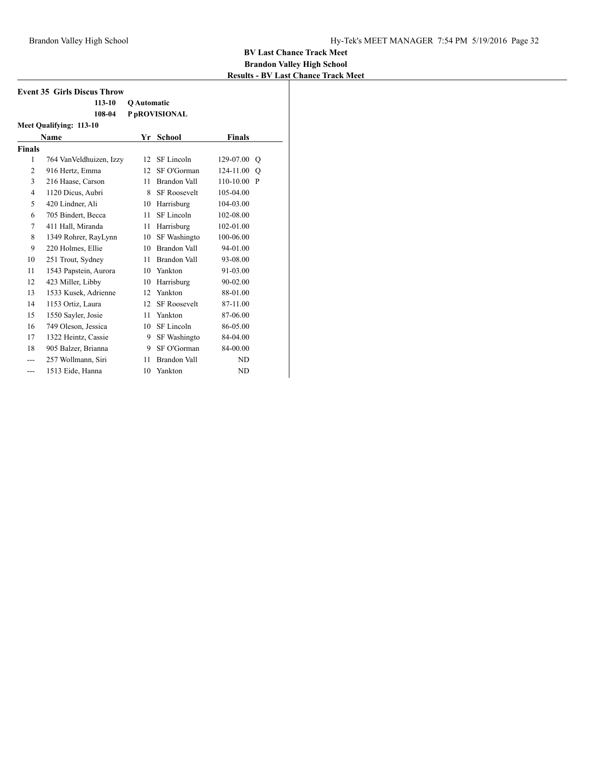**BV Last Chance Track Meet**
**Brandon Valley High School**
**Results - BV Last Chance Track Meet**

### Event 35 Girls Discus Throw

| | |
|---|---|
| 113-10 | Q Automatic |
| 108-04 | P pROVISIONAL |

**Meet Qualifying: 113-10**

| | Name | Yr | School | Finals | |
|---|---|---|---|---|---|
| **Finals** | | | | | |
| 1 | 764 VanVeldhuizen, Izzy | 12 | SF Lincoln | 129-07.00 | Q |
| 2 | 916 Hertz, Emma | 12 | SF O'Gorman | 124-11.00 | Q |
| 3 | 216 Haase, Carson | 11 | Brandon Vall | 110-10.00 | P |
| 4 | 1120 Dicus, Aubri | 8 | SF Roosevelt | 105-04.00 | |
| 5 | 420 Lindner, Ali | 10 | Harrisburg | 104-03.00 | |
| 6 | 705 Bindert, Becca | 11 | SF Lincoln | 102-08.00 | |
| 7 | 411 Hall, Miranda | 11 | Harrisburg | 102-01.00 | |
| 8 | 1349 Rohrer, RayLynn | 10 | SF Washingto | 100-06.00 | |
| 9 | 220 Holmes, Ellie | 10 | Brandon Vall | 94-01.00 | |
| 10 | 251 Trout, Sydney | 11 | Brandon Vall | 93-08.00 | |
| 11 | 1543 Papstein, Aurora | 10 | Yankton | 91-03.00 | |
| 12 | 423 Miller, Libby | 10 | Harrisburg | 90-02.00 | |
| 13 | 1533 Kusek, Adrienne | 12 | Yankton | 88-01.00 | |
| 14 | 1153 Ortiz, Laura | 12 | SF Roosevelt | 87-11.00 | |
| 15 | 1550 Sayler, Josie | 11 | Yankton | 87-06.00 | |
| 16 | 749 Oleson, Jessica | 10 | SF Lincoln | 86-05.00 | |
| 17 | 1322 Heintz, Cassie | 9 | SF Washingto | 84-04.00 | |
| 18 | 905 Balzer, Brianna | 9 | SF O'Gorman | 84-00.00 | |
| --- | 257 Wollmann, Siri | 11 | Brandon Vall | ND | |
| --- | 1513 Eide, Hanna | 10 | Yankton | ND | |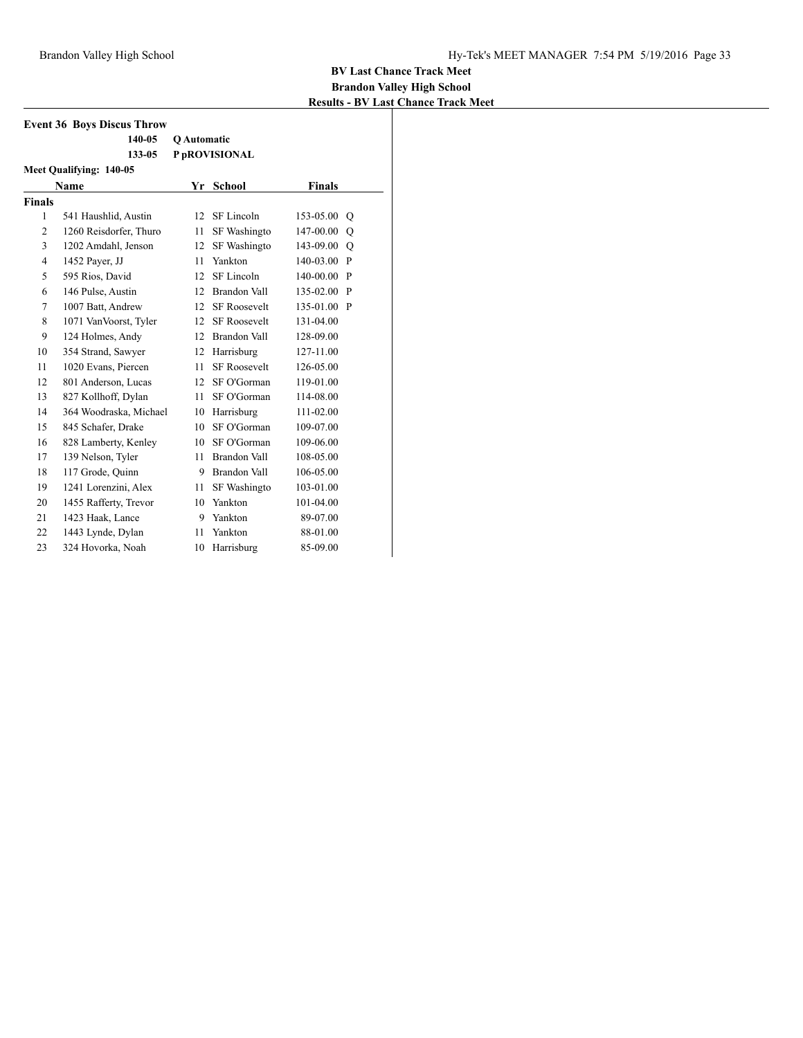## BV Last Chance Track Meet
## Brandon Valley High School
## Results - BV Last Chance Track Meet

### Event 36 Boys Discus Throw

| | |
|---|---|
| 140-05 | Q Automatic |
| 133-05 | P pROVISIONAL |

Meet Qualifying: 140-05

| | Name | Yr | School | Finals | |
|---|---|---|---|---|---|
| **Finals** | | | | | |
| 1 | 541 Haushlid, Austin | 12 | SF Lincoln | 153-05.00 | Q |
| 2 | 1260 Reisdorfer, Thuro | 11 | SF Washingto | 147-00.00 | Q |
| 3 | 1202 Amdahl, Jenson | 12 | SF Washingto | 143-09.00 | Q |
| 4 | 1452 Payer, JJ | 11 | Yankton | 140-03.00 | P |
| 5 | 595 Rios, David | 12 | SF Lincoln | 140-00.00 | P |
| 6 | 146 Pulse, Austin | 12 | Brandon Vall | 135-02.00 | P |
| 7 | 1007 Batt, Andrew | 12 | SF Roosevelt | 135-01.00 | P |
| 8 | 1071 VanVoorst, Tyler | 12 | SF Roosevelt | 131-04.00 | |
| 9 | 124 Holmes, Andy | 12 | Brandon Vall | 128-09.00 | |
| 10 | 354 Strand, Sawyer | 12 | Harrisburg | 127-11.00 | |
| 11 | 1020 Evans, Piercen | 11 | SF Roosevelt | 126-05.00 | |
| 12 | 801 Anderson, Lucas | 12 | SF O'Gorman | 119-01.00 | |
| 13 | 827 Kollhoff, Dylan | 11 | SF O'Gorman | 114-08.00 | |
| 14 | 364 Woodraska, Michael | 10 | Harrisburg | 111-02.00 | |
| 15 | 845 Schafer, Drake | 10 | SF O'Gorman | 109-07.00 | |
| 16 | 828 Lamberty, Kenley | 10 | SF O'Gorman | 109-06.00 | |
| 17 | 139 Nelson, Tyler | 11 | Brandon Vall | 108-05.00 | |
| 18 | 117 Grode, Quinn | 9 | Brandon Vall | 106-05.00 | |
| 19 | 1241 Lorenzini, Alex | 11 | SF Washingto | 103-01.00 | |
| 20 | 1455 Rafferty, Trevor | 10 | Yankton | 101-04.00 | |
| 21 | 1423 Haak, Lance | 9 | Yankton | 89-07.00 | |
| 22 | 1443 Lynde, Dylan | 11 | Yankton | 88-01.00 | |
| 23 | 324 Hovorka, Noah | 10 | Harrisburg | 85-09.00 | |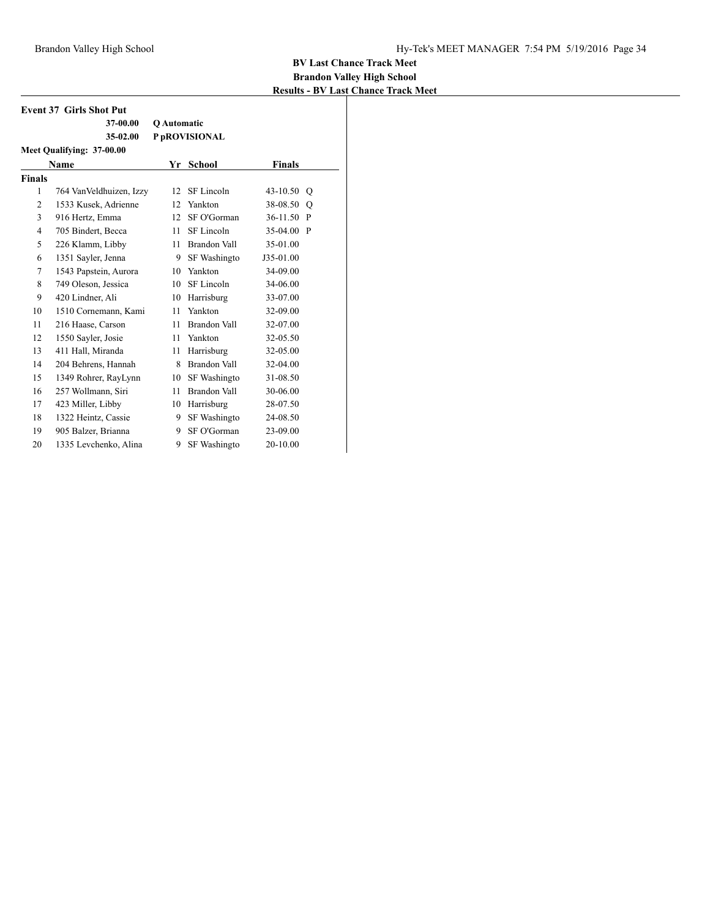**BV Last Chance Track Meet**
**Brandon Valley High School**
**Results - BV Last Chance Track Meet**

### Event 37 Girls Shot Put

**37-00.00** **Q Automatic**
**35-02.00** **P pROVISIONAL**
**Meet Qualifying: 37-00.00**

| | Name | Yr | School | Finals | |
|---|---|---|---|---|---|
| **Finals** | | | | | |
| 1 | 764 VanVeldhuizen, Izzy | 12 | SF Lincoln | 43-10.50 | Q |
| 2 | 1533 Kusek, Adrienne | 12 | Yankton | 38-08.50 | Q |
| 3 | 916 Hertz, Emma | 12 | SF O'Gorman | 36-11.50 | P |
| 4 | 705 Bindert, Becca | 11 | SF Lincoln | 35-04.00 | P |
| 5 | 226 Klamm, Libby | 11 | Brandon Vall | 35-01.00 | |
| 6 | 1351 Sayler, Jenna | 9 | SF Washingto | J35-01.00 | |
| 7 | 1543 Papstein, Aurora | 10 | Yankton | 34-09.00 | |
| 8 | 749 Oleson, Jessica | 10 | SF Lincoln | 34-06.00 | |
| 9 | 420 Lindner, Ali | 10 | Harrisburg | 33-07.00 | |
| 10 | 1510 Cornemann, Kami | 11 | Yankton | 32-09.00 | |
| 11 | 216 Haase, Carson | 11 | Brandon Vall | 32-07.00 | |
| 12 | 1550 Sayler, Josie | 11 | Yankton | 32-05.50 | |
| 13 | 411 Hall, Miranda | 11 | Harrisburg | 32-05.00 | |
| 14 | 204 Behrens, Hannah | 8 | Brandon Vall | 32-04.00 | |
| 15 | 1349 Rohrer, RayLynn | 10 | SF Washingto | 31-08.50 | |
| 16 | 257 Wollmann, Siri | 11 | Brandon Vall | 30-06.00 | |
| 17 | 423 Miller, Libby | 10 | Harrisburg | 28-07.50 | |
| 18 | 1322 Heintz, Cassie | 9 | SF Washingto | 24-08.50 | |
| 19 | 905 Balzer, Brianna | 9 | SF O'Gorman | 23-09.00 | |
| 20 | 1335 Levchenko, Alina | 9 | SF Washingto | 20-10.00 | |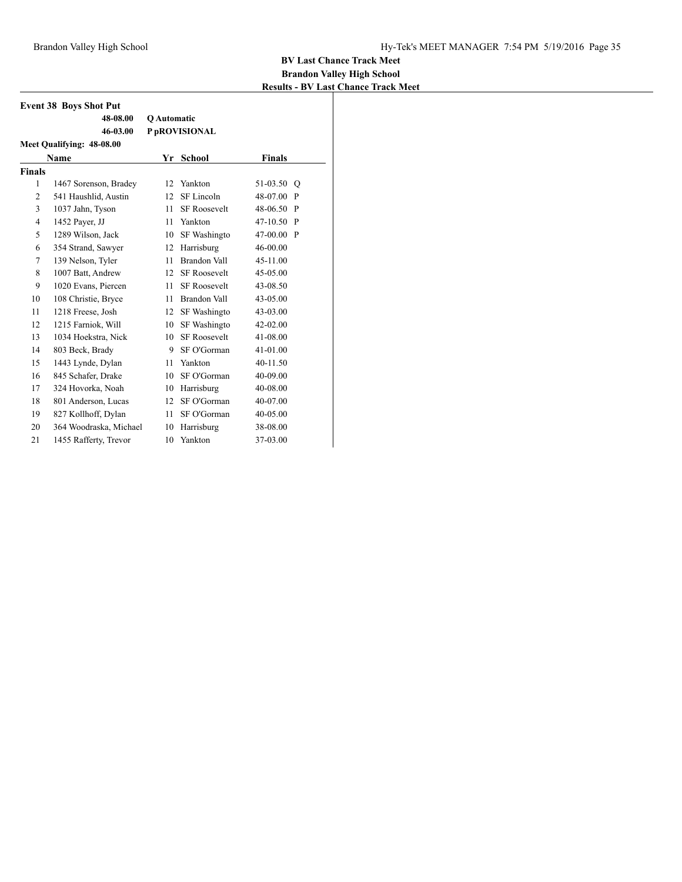**BV Last Chance Track Meet**
**Brandon Valley High School**
**Results - BV Last Chance Track Meet**

### Event 38 Boys Shot Put

| | |
|---|---|
| **48-08.00** | **Q Automatic** |
| **46-03.00** | **P pROVISIONAL** |

**Meet Qualifying: 48-08.00**

| | Name | Yr | School | Finals | |
|---|---|---|---|---|---|
| **Finals** | | | | | |
| 1 | 1467 Sorenson, Bradey | 12 | Yankton | 51-03.50 | Q |
| 2 | 541 Haushlid, Austin | 12 | SF Lincoln | 48-07.00 | P |
| 3 | 1037 Jahn, Tyson | 11 | SF Roosevelt | 48-06.50 | P |
| 4 | 1452 Payer, JJ | 11 | Yankton | 47-10.50 | P |
| 5 | 1289 Wilson, Jack | 10 | SF Washingto | 47-00.00 | P |
| 6 | 354 Strand, Sawyer | 12 | Harrisburg | 46-00.00 | |
| 7 | 139 Nelson, Tyler | 11 | Brandon Vall | 45-11.00 | |
| 8 | 1007 Batt, Andrew | 12 | SF Roosevelt | 45-05.00 | |
| 9 | 1020 Evans, Piercen | 11 | SF Roosevelt | 43-08.50 | |
| 10 | 108 Christie, Bryce | 11 | Brandon Vall | 43-05.00 | |
| 11 | 1218 Freese, Josh | 12 | SF Washingto | 43-03.00 | |
| 12 | 1215 Farniok, Will | 10 | SF Washingto | 42-02.00 | |
| 13 | 1034 Hoekstra, Nick | 10 | SF Roosevelt | 41-08.00 | |
| 14 | 803 Beck, Brady | 9 | SF O'Gorman | 41-01.00 | |
| 15 | 1443 Lynde, Dylan | 11 | Yankton | 40-11.50 | |
| 16 | 845 Schafer, Drake | 10 | SF O'Gorman | 40-09.00 | |
| 17 | 324 Hovorka, Noah | 10 | Harrisburg | 40-08.00 | |
| 18 | 801 Anderson, Lucas | 12 | SF O'Gorman | 40-07.00 | |
| 19 | 827 Kollhoff, Dylan | 11 | SF O'Gorman | 40-05.00 | |
| 20 | 364 Woodraska, Michael | 10 | Harrisburg | 38-08.00 | |
| 21 | 1455 Rafferty, Trevor | 10 | Yankton | 37-03.00 | |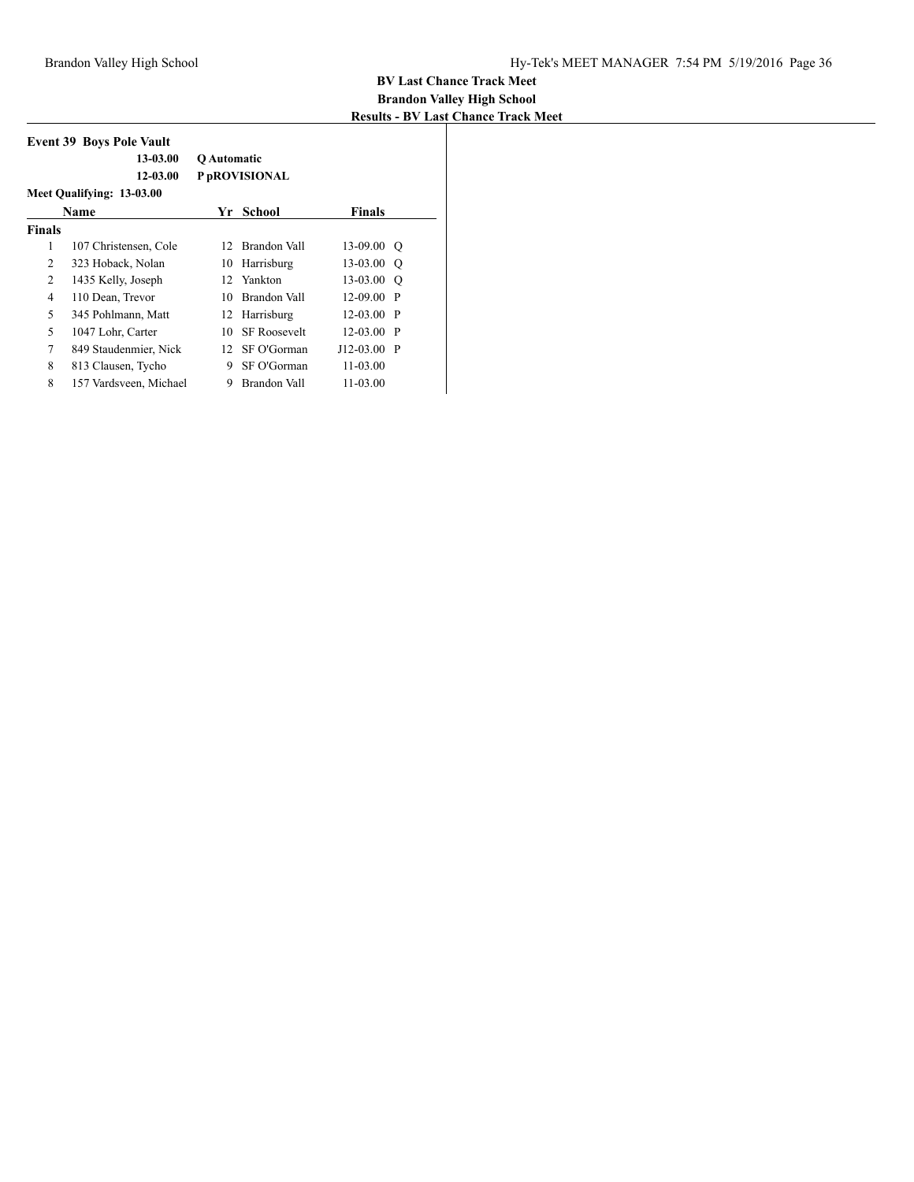**BV Last Chance Track Meet**
**Brandon Valley High School**
**Results - BV Last Chance Track Meet**

### Event 39 Boys Pole Vault

| | |
|---|---|
| 13-03.00 | Q Automatic |
| 12-03.00 | P pROVISIONAL |

**Meet Qualifying: 13-03.00**

| | Name | Yr | School | Finals | |
|---|---|---|---|---|---|
| **Finals** | | | | | |
| 1 | 107 Christensen, Cole | 12 | Brandon Vall | 13-09.00 | Q |
| 2 | 323 Hoback, Nolan | 10 | Harrisburg | 13-03.00 | Q |
| 2 | 1435 Kelly, Joseph | 12 | Yankton | 13-03.00 | Q |
| 4 | 110 Dean, Trevor | 10 | Brandon Vall | 12-09.00 | P |
| 5 | 345 Pohlmann, Matt | 12 | Harrisburg | 12-03.00 | P |
| 5 | 1047 Lohr, Carter | 10 | SF Roosevelt | 12-03.00 | P |
| 7 | 849 Staudenmier, Nick | 12 | SF O'Gorman | J12-03.00 | P |
| 8 | 813 Clausen, Tycho | 9 | SF O'Gorman | 11-03.00 | |
| 8 | 157 Vardsveen, Michael | 9 | Brandon Vall | 11-03.00 | |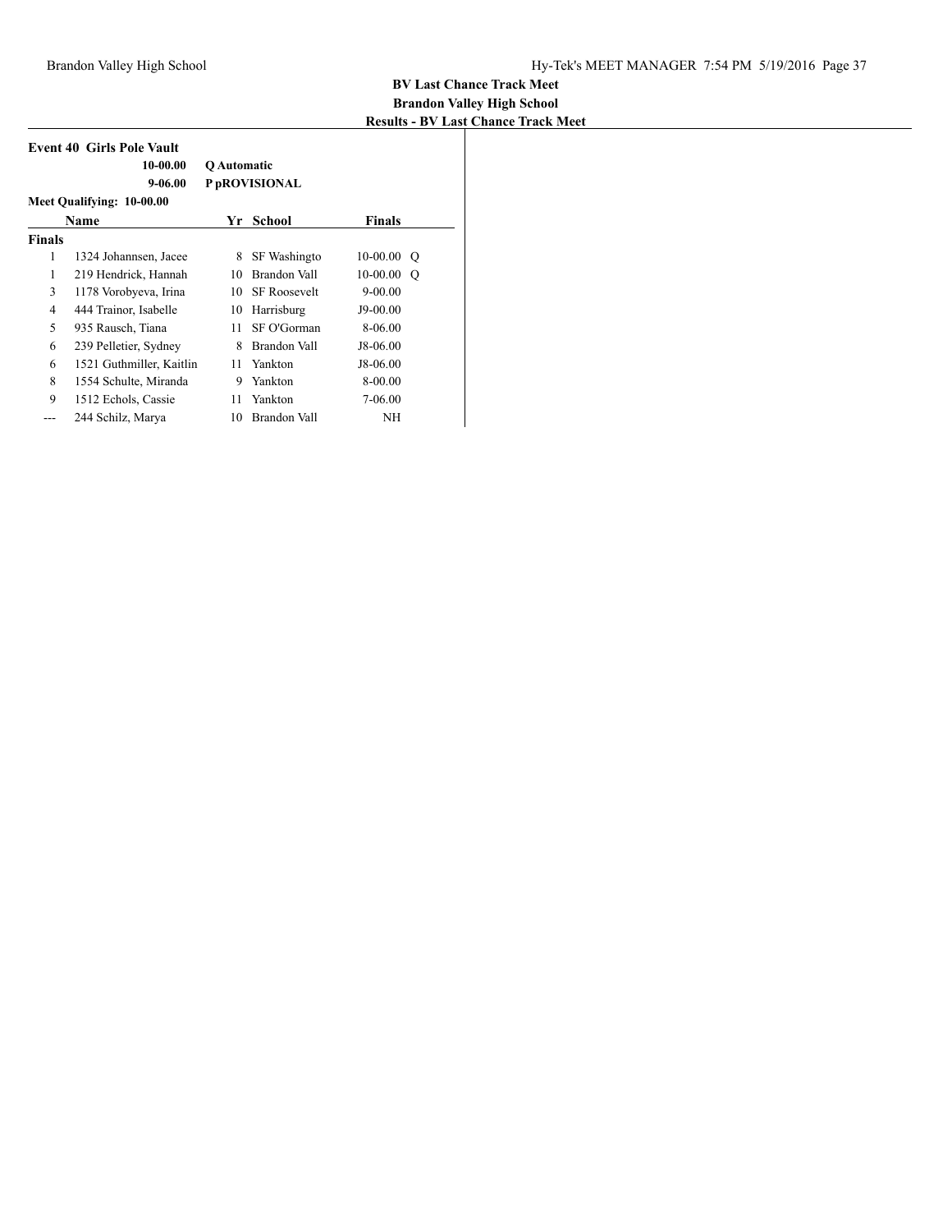**BV Last Chance Track Meet**
**Brandon Valley High School**
**Results - BV Last Chance Track Meet**

**Event 40 Girls Pole Vault**

**10-00.00** **Q Automatic**
**9-06.00** **P pROVISIONAL**

**Meet Qualifying: 10-00.00**

| | Name | Yr | School | Finals | |
|---|---|---|---|---|---|
| **Finals** | | | | | |
| 1 | 1324 Johannsen, Jacee | 8 | SF Washingto | 10-00.00 | Q |
| 1 | 219 Hendrick, Hannah | 10 | Brandon Vall | 10-00.00 | Q |
| 3 | 1178 Vorobyeva, Irina | 10 | SF Roosevelt | 9-00.00 | |
| 4 | 444 Trainor, Isabelle | 10 | Harrisburg | J9-00.00 | |
| 5 | 935 Rausch, Tiana | 11 | SF O'Gorman | 8-06.00 | |
| 6 | 239 Pelletier, Sydney | 8 | Brandon Vall | J8-06.00 | |
| 6 | 1521 Guthmiller, Kaitlin | 11 | Yankton | J8-06.00 | |
| 8 | 1554 Schulte, Miranda | 9 | Yankton | 8-00.00 | |
| 9 | 1512 Echols, Cassie | 11 | Yankton | 7-06.00 | |
| --- | 244 Schilz, Marya | 10 | Brandon Vall | NH | |